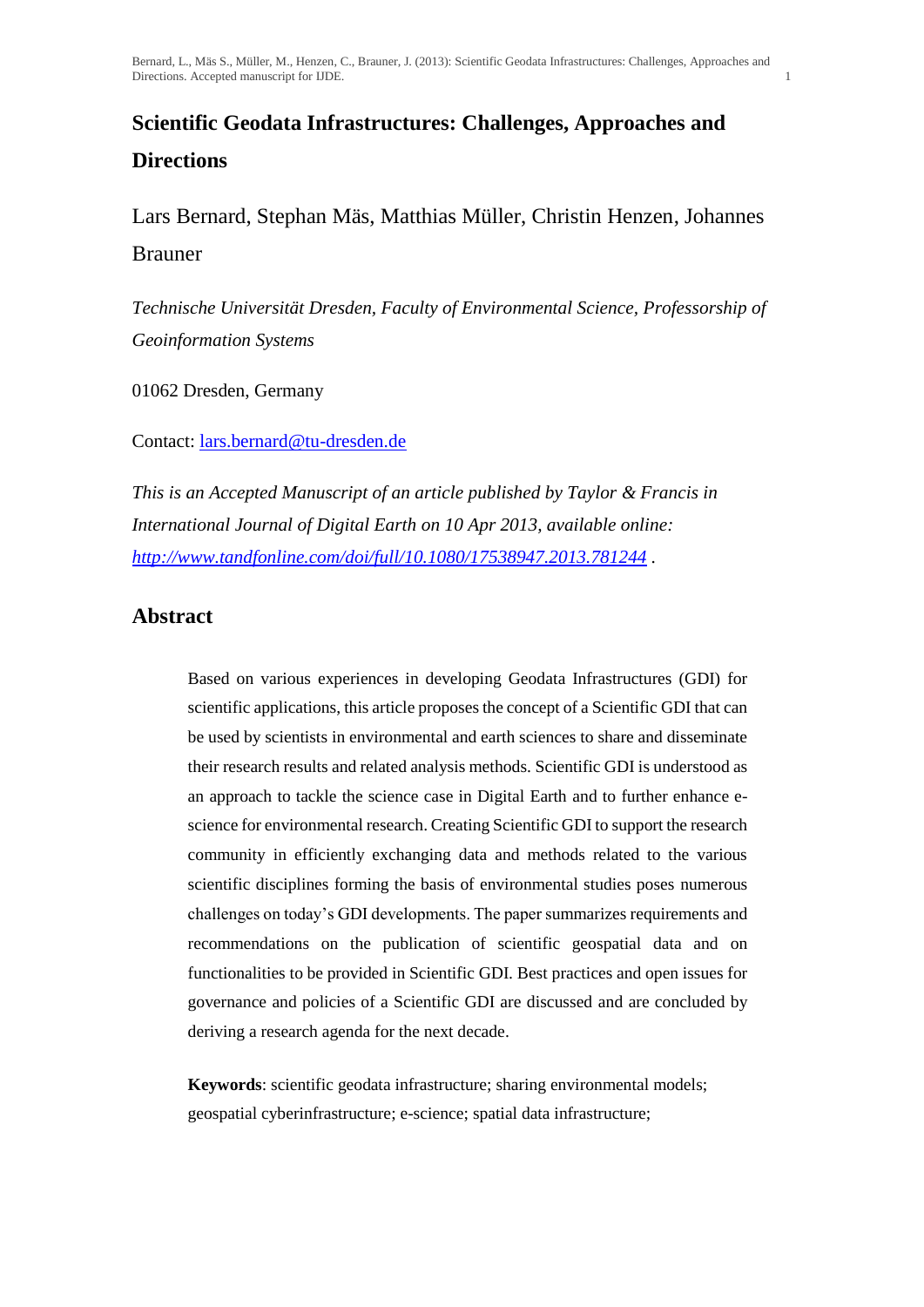# Scientific Geodata Infrastructures: Challenges, Approaches and Directions

Lars Bernard, Stephan Mäs, Matthias Müller, Christin Henzen, Johannes Brauner

*Technische Universität Dresden, Faculty of Environmental Science, Professorship of Geoinformation Systems*

01062 Dresden, Germany

Contact: lars.bernard@tu-dresden.de

*This is an Accepted Manuscript of an article published by Taylor & Francis in International Journal of Digital Earth on 10 Apr 2013, available online:* http://www.tandfonline.com/doi/full/10.1080/17538947.2013.781244 .

## Abstract

Based on various experiences in developing Geodata Infrastructures (GDI) for scientific applications, this article proposes the concept of a Scientific GDI that can be used by scientists in environmental and earth sciences to share and disseminate their research results and related analysis methods. Scientific GDI is understood as an approach to tackle the science case in Digital Earth and to further enhance e-science for environmental research. Creating Scientific GDI to support the research community in efficiently exchanging data and methods related to the various scientific disciplines forming the basis of environmental studies poses numerous challenges on today's GDI developments. The paper summarizes requirements and recommendations on the publication of scientific geospatial data and on functionalities to be provided in Scientific GDI. Best practices and open issues for governance and policies of a Scientific GDI are discussed and are concluded by deriving a research agenda for the next decade.

**Keywords**: scientific geodata infrastructure; sharing environmental models; geospatial cyberinfrastructure; e-science; spatial data infrastructure;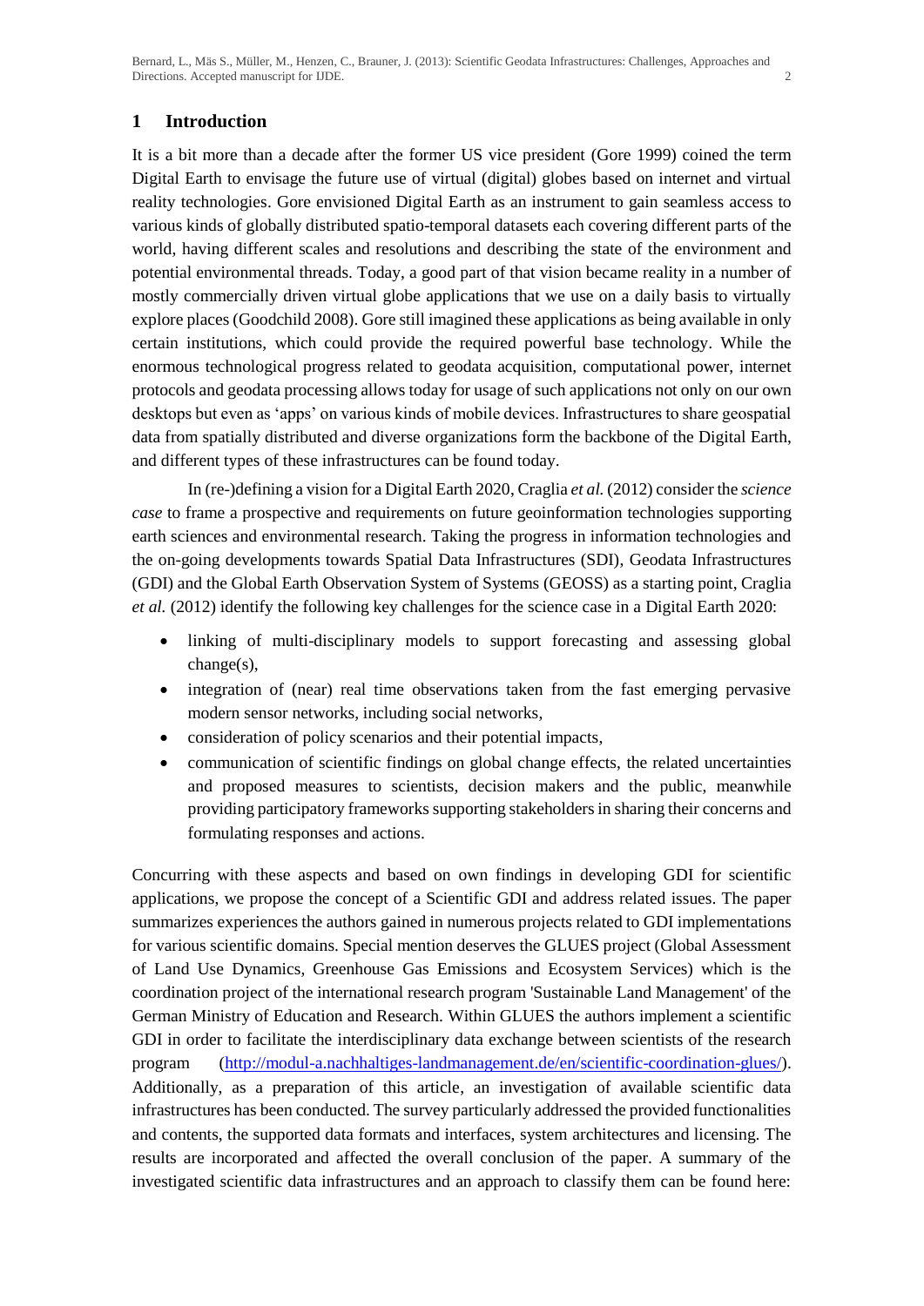# 1 Introduction

It is a bit more than a decade after the former US vice president (Gore 1999) coined the term Digital Earth to envisage the future use of virtual (digital) globes based on internet and virtual reality technologies. Gore envisioned Digital Earth as an instrument to gain seamless access to various kinds of globally distributed spatio-temporal datasets each covering different parts of the world, having different scales and resolutions and describing the state of the environment and potential environmental threads. Today, a good part of that vision became reality in a number of mostly commercially driven virtual globe applications that we use on a daily basis to virtually explore places (Goodchild 2008). Gore still imagined these applications as being available in only certain institutions, which could provide the required powerful base technology. While the enormous technological progress related to geodata acquisition, computational power, internet protocols and geodata processing allows today for usage of such applications not only on our own desktops but even as 'apps' on various kinds of mobile devices. Infrastructures to share geospatial data from spatially distributed and diverse organizations form the backbone of the Digital Earth, and different types of these infrastructures can be found today.

In (re-)defining a vision for a Digital Earth 2020, Craglia *et al.* (2012) consider the *science case* to frame a prospective and requirements on future geoinformation technologies supporting earth sciences and environmental research. Taking the progress in information technologies and the on-going developments towards Spatial Data Infrastructures (SDI), Geodata Infrastructures (GDI) and the Global Earth Observation System of Systems (GEOSS) as a starting point, Craglia *et al.* (2012) identify the following key challenges for the science case in a Digital Earth 2020:

- linking of multi-disciplinary models to support forecasting and assessing global change(s),
- integration of (near) real time observations taken from the fast emerging pervasive modern sensor networks, including social networks,
- consideration of policy scenarios and their potential impacts,
- communication of scientific findings on global change effects, the related uncertainties and proposed measures to scientists, decision makers and the public, meanwhile providing participatory frameworks supporting stakeholders in sharing their concerns and formulating responses and actions.

Concurring with these aspects and based on own findings in developing GDI for scientific applications, we propose the concept of a Scientific GDI and address related issues. The paper summarizes experiences the authors gained in numerous projects related to GDI implementations for various scientific domains. Special mention deserves the GLUES project (Global Assessment of Land Use Dynamics, Greenhouse Gas Emissions and Ecosystem Services) which is the coordination project of the international research program 'Sustainable Land Management' of the German Ministry of Education and Research. Within GLUES the authors implement a scientific GDI in order to facilitate the interdisciplinary data exchange between scientists of the research program (http://modul-a.nachhaltiges-landmanagement.de/en/scientific-coordination-glues/). Additionally, as a preparation of this article, an investigation of available scientific data infrastructures has been conducted. The survey particularly addressed the provided functionalities and contents, the supported data formats and interfaces, system architectures and licensing. The results are incorporated and affected the overall conclusion of the paper. A summary of the investigated scientific data infrastructures and an approach to classify them can be found here: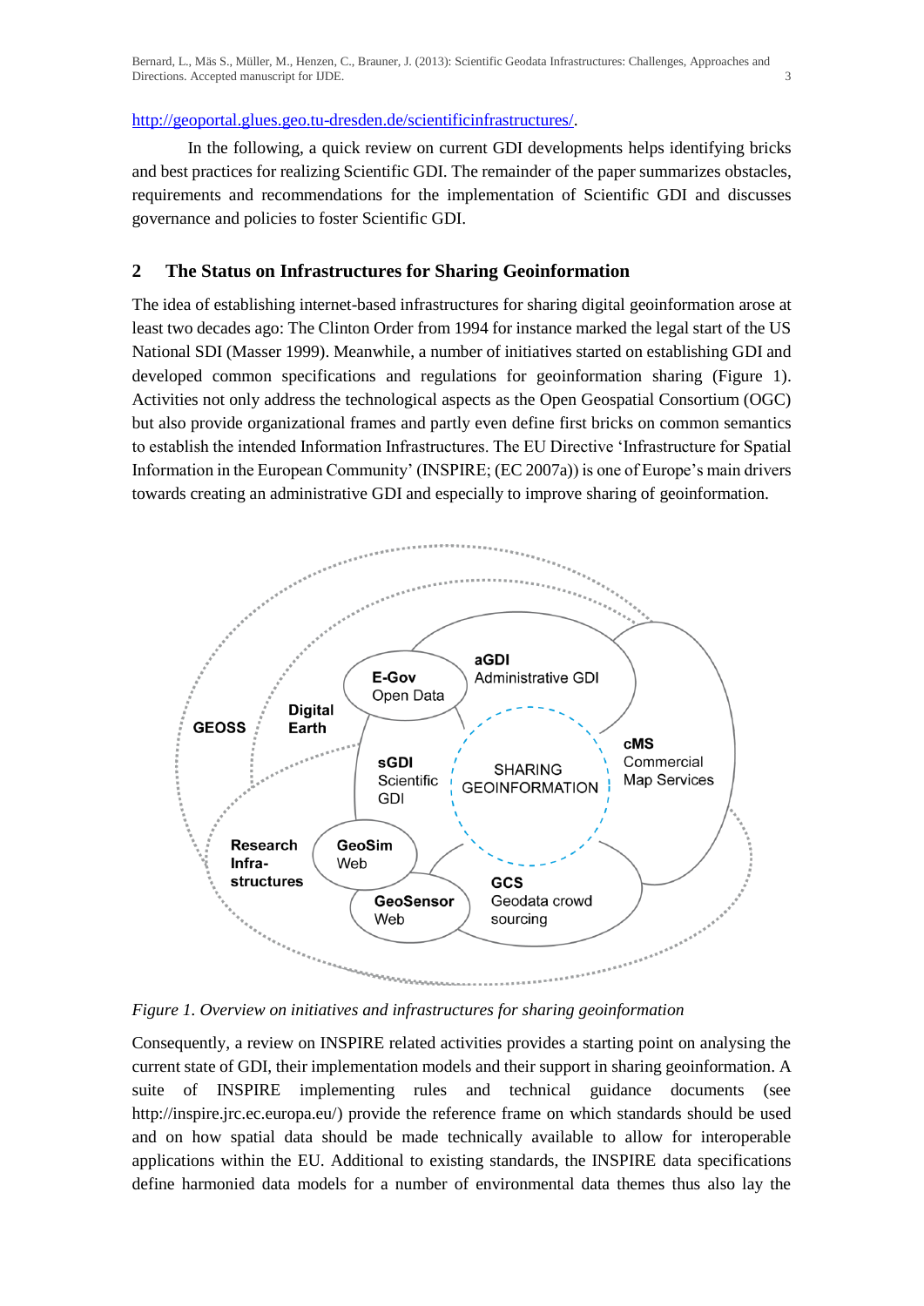http://geoportal.glues.geo.tu-dresden.de/scientificinfrastructures/.

In the following, a quick review on current GDI developments helps identifying bricks and best practices for realizing Scientific GDI. The remainder of the paper summarizes obstacles, requirements and recommendations for the implementation of Scientific GDI and discusses governance and policies to foster Scientific GDI.

## 2 The Status on Infrastructures for Sharing Geoinformation

The idea of establishing internet-based infrastructures for sharing digital geoinformation arose at least two decades ago: The Clinton Order from 1994 for instance marked the legal start of the US National SDI (Masser 1999). Meanwhile, a number of initiatives started on establishing GDI and developed common specifications and regulations for geoinformation sharing (Figure 1). Activities not only address the technological aspects as the Open Geospatial Consortium (OGC) but also provide organizational frames and partly even define first bricks on common semantics to establish the intended Information Infrastructures. The EU Directive 'Infrastructure for Spatial Information in the European Community' (INSPIRE; (EC 2007a)) is one of Europe's main drivers towards creating an administrative GDI and especially to improve sharing of geoinformation.

*Figure 1. Overview on initiatives and infrastructures for sharing geoinformation*

Consequently, a review on INSPIRE related activities provides a starting point on analysing the current state of GDI, their implementation models and their support in sharing geoinformation. A suite of INSPIRE implementing rules and technical guidance documents (see http://inspire.jrc.ec.europa.eu/) provide the reference frame on which standards should be used and on how spatial data should be made technically available to allow for interoperable applications within the EU. Additional to existing standards, the INSPIRE data specifications define harmonied data models for a number of environmental data themes thus also lay the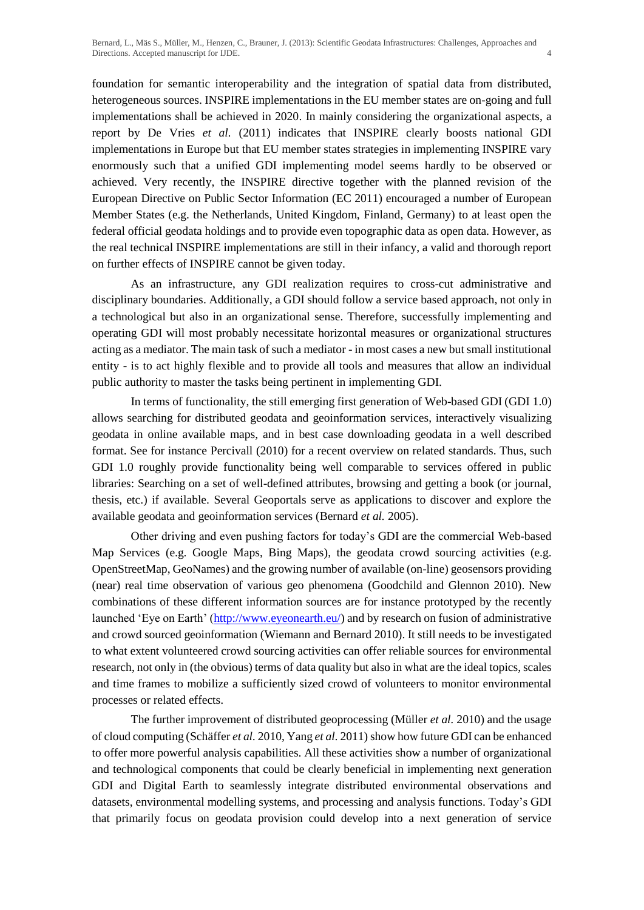foundation for semantic interoperability and the integration of spatial data from distributed, heterogeneous sources. INSPIRE implementations in the EU member states are on-going and full implementations shall be achieved in 2020. In mainly considering the organizational aspects, a report by De Vries *et al.* (2011) indicates that INSPIRE clearly boosts national GDI implementations in Europe but that EU member states strategies in implementing INSPIRE vary enormously such that a unified GDI implementing model seems hardly to be observed or achieved. Very recently, the INSPIRE directive together with the planned revision of the European Directive on Public Sector Information (EC 2011) encouraged a number of European Member States (e.g. the Netherlands, United Kingdom, Finland, Germany) to at least open the federal official geodata holdings and to provide even topographic data as open data. However, as the real technical INSPIRE implementations are still in their infancy, a valid and thorough report on further effects of INSPIRE cannot be given today.

As an infrastructure, any GDI realization requires to cross-cut administrative and disciplinary boundaries. Additionally, a GDI should follow a service based approach, not only in a technological but also in an organizational sense. Therefore, successfully implementing and operating GDI will most probably necessitate horizontal measures or organizational structures acting as a mediator. The main task of such a mediator - in most cases a new but small institutional entity - is to act highly flexible and to provide all tools and measures that allow an individual public authority to master the tasks being pertinent in implementing GDI.

In terms of functionality, the still emerging first generation of Web-based GDI (GDI 1.0) allows searching for distributed geodata and geoinformation services, interactively visualizing geodata in online available maps, and in best case downloading geodata in a well described format. See for instance Percivall (2010) for a recent overview on related standards. Thus, such GDI 1.0 roughly provide functionality being well comparable to services offered in public libraries: Searching on a set of well-defined attributes, browsing and getting a book (or journal, thesis, etc.) if available. Several Geoportals serve as applications to discover and explore the available geodata and geoinformation services (Bernard *et al.* 2005).

Other driving and even pushing factors for today's GDI are the commercial Web-based Map Services (e.g. Google Maps, Bing Maps), the geodata crowd sourcing activities (e.g. OpenStreetMap, GeoNames) and the growing number of available (on-line) geosensors providing (near) real time observation of various geo phenomena (Goodchild and Glennon 2010). New combinations of these different information sources are for instance prototyped by the recently launched 'Eye on Earth' (http://www.eyeonearth.eu/) and by research on fusion of administrative and crowd sourced geoinformation (Wiemann and Bernard 2010). It still needs to be investigated to what extent volunteered crowd sourcing activities can offer reliable sources for environmental research, not only in (the obvious) terms of data quality but also in what are the ideal topics, scales and time frames to mobilize a sufficiently sized crowd of volunteers to monitor environmental processes or related effects.

The further improvement of distributed geoprocessing (Müller *et al.* 2010) and the usage of cloud computing (Schäffer *et al.* 2010, Yang *et al.* 2011) show how future GDI can be enhanced to offer more powerful analysis capabilities. All these activities show a number of organizational and technological components that could be clearly beneficial in implementing next generation GDI and Digital Earth to seamlessly integrate distributed environmental observations and datasets, environmental modelling systems, and processing and analysis functions. Today's GDI that primarily focus on geodata provision could develop into a next generation of service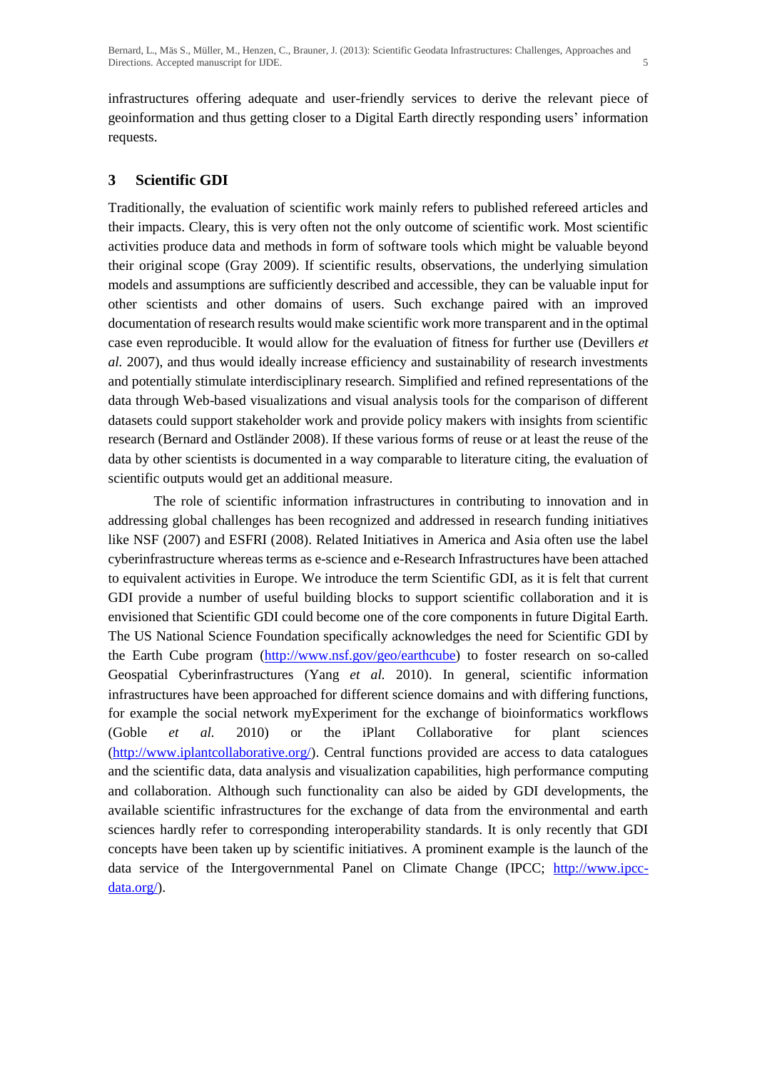infrastructures offering adequate and user-friendly services to derive the relevant piece of geoinformation and thus getting closer to a Digital Earth directly responding users' information requests.

## 3 Scientific GDI

Traditionally, the evaluation of scientific work mainly refers to published refereed articles and their impacts. Cleary, this is very often not the only outcome of scientific work. Most scientific activities produce data and methods in form of software tools which might be valuable beyond their original scope (Gray 2009). If scientific results, observations, the underlying simulation models and assumptions are sufficiently described and accessible, they can be valuable input for other scientists and other domains of users. Such exchange paired with an improved documentation of research results would make scientific work more transparent and in the optimal case even reproducible. It would allow for the evaluation of fitness for further use (Devillers *et al.* 2007), and thus would ideally increase efficiency and sustainability of research investments and potentially stimulate interdisciplinary research. Simplified and refined representations of the data through Web-based visualizations and visual analysis tools for the comparison of different datasets could support stakeholder work and provide policy makers with insights from scientific research (Bernard and Ostländer 2008). If these various forms of reuse or at least the reuse of the data by other scientists is documented in a way comparable to literature citing, the evaluation of scientific outputs would get an additional measure.

The role of scientific information infrastructures in contributing to innovation and in addressing global challenges has been recognized and addressed in research funding initiatives like NSF (2007) and ESFRI (2008). Related Initiatives in America and Asia often use the label cyberinfrastructure whereas terms as e-science and e-Research Infrastructures have been attached to equivalent activities in Europe. We introduce the term Scientific GDI, as it is felt that current GDI provide a number of useful building blocks to support scientific collaboration and it is envisioned that Scientific GDI could become one of the core components in future Digital Earth. The US National Science Foundation specifically acknowledges the need for Scientific GDI by the Earth Cube program (http://www.nsf.gov/geo/earthcube) to foster research on so-called Geospatial Cyberinfrastructures (Yang *et al.* 2010). In general, scientific information infrastructures have been approached for different science domains and with differing functions, for example the social network myExperiment for the exchange of bioinformatics workflows (Goble *et al.* 2010) or the iPlant Collaborative for plant sciences (http://www.iplantcollaborative.org/). Central functions provided are access to data catalogues and the scientific data, data analysis and visualization capabilities, high performance computing and collaboration. Although such functionality can also be aided by GDI developments, the available scientific infrastructures for the exchange of data from the environmental and earth sciences hardly refer to corresponding interoperability standards. It is only recently that GDI concepts have been taken up by scientific initiatives. A prominent example is the launch of the data service of the Intergovernmental Panel on Climate Change (IPCC; http://www.ipcc-data.org/).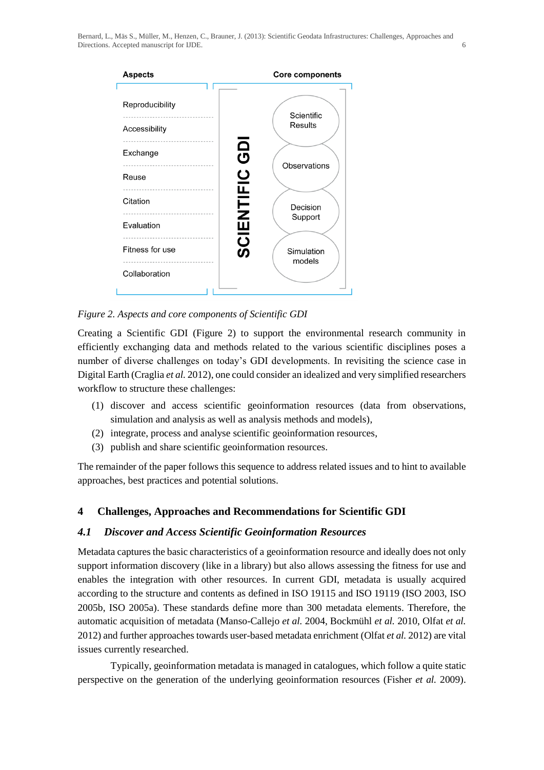| Aspects | Core components |
|---|---|
| Reproducibility | Scientific Results |
| Accessibility | Observations |
| Exchange | Decision Support |
| Reuse | Simulation models |
| Citation | |
| Evaluation | |
| Fitness for use | |
| Collaboration | |

SCIENTIFIC GDI

*Figure 2. Aspects and core components of Scientific GDI*

Creating a Scientific GDI (Figure 2) to support the environmental research community in efficiently exchanging data and methods related to the various scientific disciplines poses a number of diverse challenges on today's GDI developments. In revisiting the science case in Digital Earth (Craglia *et al.* 2012), one could consider an idealized and very simplified researchers workflow to structure these challenges:

(1) discover and access scientific geoinformation resources (data from observations, simulation and analysis as well as analysis methods and models),
(2) integrate, process and analyse scientific geoinformation resources,
(3) publish and share scientific geoinformation resources.

The remainder of the paper follows this sequence to address related issues and to hint to available approaches, best practices and potential solutions.

## 4 Challenges, Approaches and Recommendations for Scientific GDI

### *4.1 Discover and Access Scientific Geoinformation Resources*

Metadata captures the basic characteristics of a geoinformation resource and ideally does not only support information discovery (like in a library) but also allows assessing the fitness for use and enables the integration with other resources. In current GDI, metadata is usually acquired according to the structure and contents as defined in ISO 19115 and ISO 19119 (ISO 2003, ISO 2005b, ISO 2005a). These standards define more than 300 metadata elements. Therefore, the automatic acquisition of metadata (Manso-Callejo *et al.* 2004, Bockmühl *et al.* 2010, Olfat *et al.* 2012) and further approaches towards user-based metadata enrichment (Olfat *et al.* 2012) are vital issues currently researched.

Typically, geoinformation metadata is managed in catalogues, which follow a quite static perspective on the generation of the underlying geoinformation resources (Fisher *et al.* 2009).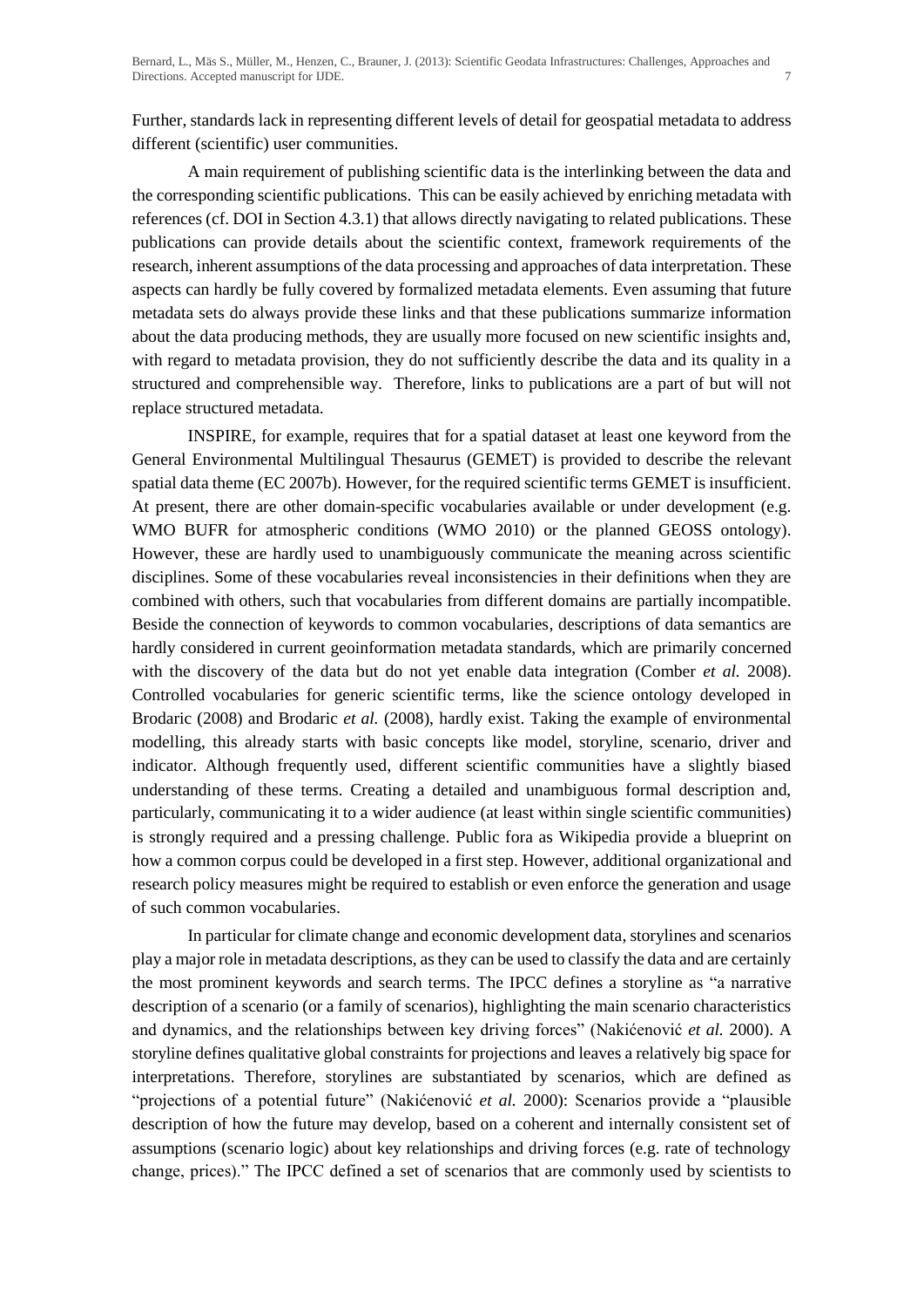Further, standards lack in representing different levels of detail for geospatial metadata to address different (scientific) user communities.

A main requirement of publishing scientific data is the interlinking between the data and the corresponding scientific publications. This can be easily achieved by enriching metadata with references (cf. DOI in Section 4.3.1) that allows directly navigating to related publications. These publications can provide details about the scientific context, framework requirements of the research, inherent assumptions of the data processing and approaches of data interpretation. These aspects can hardly be fully covered by formalized metadata elements. Even assuming that future metadata sets do always provide these links and that these publications summarize information about the data producing methods, they are usually more focused on new scientific insights and, with regard to metadata provision, they do not sufficiently describe the data and its quality in a structured and comprehensible way. Therefore, links to publications are a part of but will not replace structured metadata.

INSPIRE, for example, requires that for a spatial dataset at least one keyword from the General Environmental Multilingual Thesaurus (GEMET) is provided to describe the relevant spatial data theme (EC 2007b). However, for the required scientific terms GEMET is insufficient. At present, there are other domain-specific vocabularies available or under development (e.g. WMO BUFR for atmospheric conditions (WMO 2010) or the planned GEOSS ontology). However, these are hardly used to unambiguously communicate the meaning across scientific disciplines. Some of these vocabularies reveal inconsistencies in their definitions when they are combined with others, such that vocabularies from different domains are partially incompatible. Beside the connection of keywords to common vocabularies, descriptions of data semantics are hardly considered in current geoinformation metadata standards, which are primarily concerned with the discovery of the data but do not yet enable data integration (Comber *et al.* 2008). Controlled vocabularies for generic scientific terms, like the science ontology developed in Brodaric (2008) and Brodaric *et al.* (2008), hardly exist. Taking the example of environmental modelling, this already starts with basic concepts like model, storyline, scenario, driver and indicator. Although frequently used, different scientific communities have a slightly biased understanding of these terms. Creating a detailed and unambiguous formal description and, particularly, communicating it to a wider audience (at least within single scientific communities) is strongly required and a pressing challenge. Public fora as Wikipedia provide a blueprint on how a common corpus could be developed in a first step. However, additional organizational and research policy measures might be required to establish or even enforce the generation and usage of such common vocabularies.

In particular for climate change and economic development data, storylines and scenarios play a major role in metadata descriptions, as they can be used to classify the data and are certainly the most prominent keywords and search terms. The IPCC defines a storyline as "a narrative description of a scenario (or a family of scenarios), highlighting the main scenario characteristics and dynamics, and the relationships between key driving forces" (Nakićenović *et al.* 2000). A storyline defines qualitative global constraints for projections and leaves a relatively big space for interpretations. Therefore, storylines are substantiated by scenarios, which are defined as "projections of a potential future" (Nakićenović *et al.* 2000): Scenarios provide a "plausible description of how the future may develop, based on a coherent and internally consistent set of assumptions (scenario logic) about key relationships and driving forces (e.g. rate of technology change, prices)." The IPCC defined a set of scenarios that are commonly used by scientists to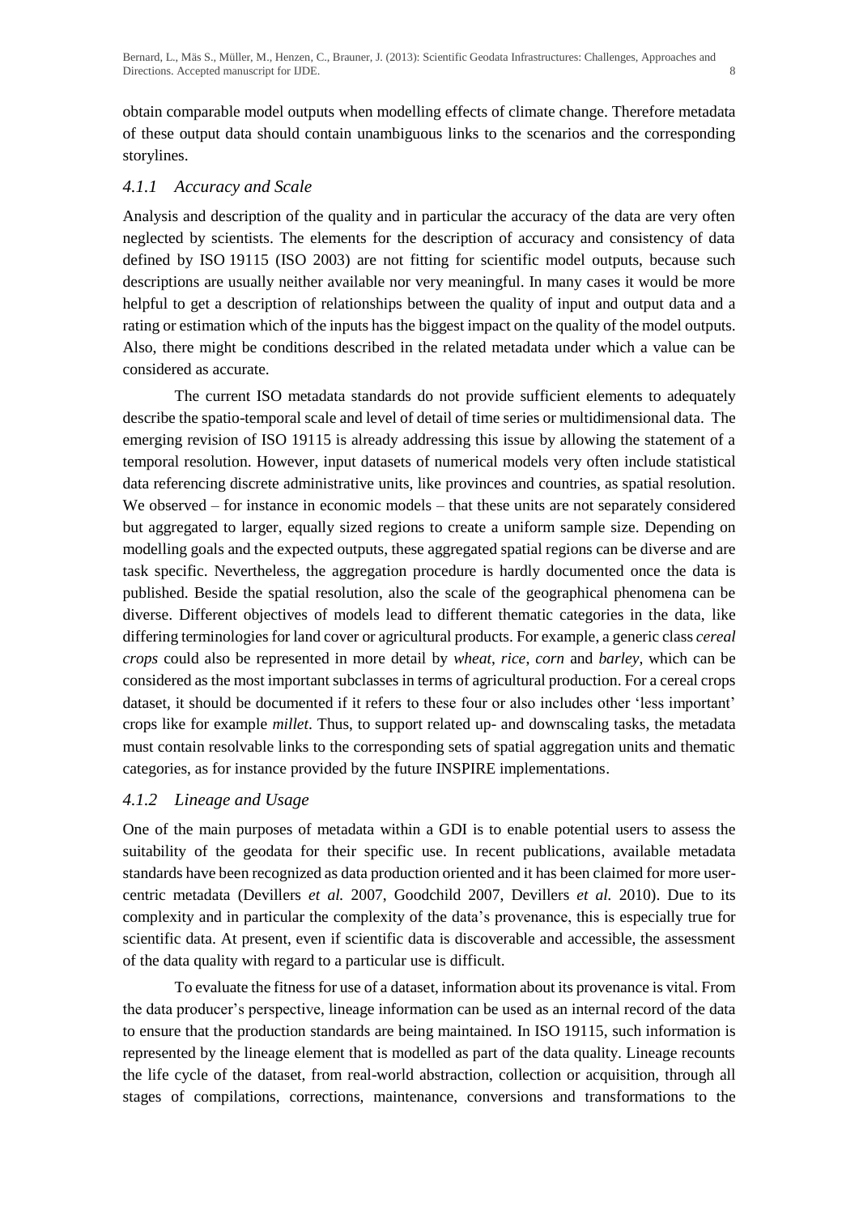obtain comparable model outputs when modelling effects of climate change. Therefore metadata of these output data should contain unambiguous links to the scenarios and the corresponding storylines.

### *4.1.1 Accuracy and Scale*

Analysis and description of the quality and in particular the accuracy of the data are very often neglected by scientists. The elements for the description of accuracy and consistency of data defined by ISO 19115 (ISO 2003) are not fitting for scientific model outputs, because such descriptions are usually neither available nor very meaningful. In many cases it would be more helpful to get a description of relationships between the quality of input and output data and a rating or estimation which of the inputs has the biggest impact on the quality of the model outputs. Also, there might be conditions described in the related metadata under which a value can be considered as accurate.

The current ISO metadata standards do not provide sufficient elements to adequately describe the spatio-temporal scale and level of detail of time series or multidimensional data. The emerging revision of ISO 19115 is already addressing this issue by allowing the statement of a temporal resolution. However, input datasets of numerical models very often include statistical data referencing discrete administrative units, like provinces and countries, as spatial resolution. We observed – for instance in economic models – that these units are not separately considered but aggregated to larger, equally sized regions to create a uniform sample size. Depending on modelling goals and the expected outputs, these aggregated spatial regions can be diverse and are task specific. Nevertheless, the aggregation procedure is hardly documented once the data is published. Beside the spatial resolution, also the scale of the geographical phenomena can be diverse. Different objectives of models lead to different thematic categories in the data, like differing terminologies for land cover or agricultural products. For example, a generic class *cereal crops* could also be represented in more detail by *wheat*, *rice*, *corn* and *barley*, which can be considered as the most important subclasses in terms of agricultural production. For a cereal crops dataset, it should be documented if it refers to these four or also includes other 'less important' crops like for example *millet*. Thus, to support related up- and downscaling tasks, the metadata must contain resolvable links to the corresponding sets of spatial aggregation units and thematic categories, as for instance provided by the future INSPIRE implementations.

### *4.1.2 Lineage and Usage*

One of the main purposes of metadata within a GDI is to enable potential users to assess the suitability of the geodata for their specific use. In recent publications, available metadata standards have been recognized as data production oriented and it has been claimed for more user-centric metadata (Devillers *et al.* 2007, Goodchild 2007, Devillers *et al.* 2010). Due to its complexity and in particular the complexity of the data's provenance, this is especially true for scientific data. At present, even if scientific data is discoverable and accessible, the assessment of the data quality with regard to a particular use is difficult.

To evaluate the fitness for use of a dataset, information about its provenance is vital. From the data producer's perspective, lineage information can be used as an internal record of the data to ensure that the production standards are being maintained. In ISO 19115, such information is represented by the lineage element that is modelled as part of the data quality. Lineage recounts the life cycle of the dataset, from real-world abstraction, collection or acquisition, through all stages of compilations, corrections, maintenance, conversions and transformations to the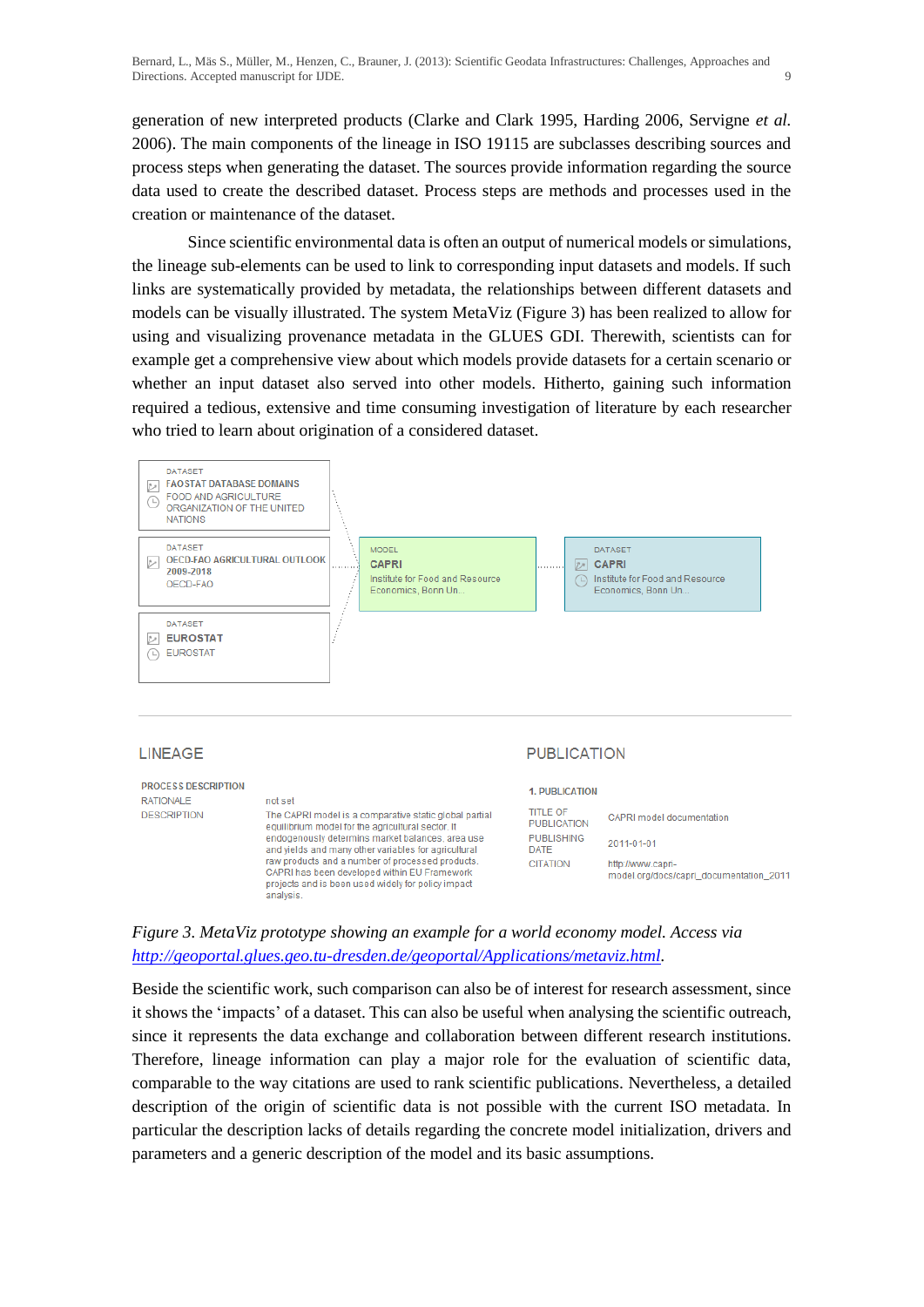generation of new interpreted products (Clarke and Clark 1995, Harding 2006, Servigne *et al.* 2006). The main components of the lineage in ISO 19115 are subclasses describing sources and process steps when generating the dataset. The sources provide information regarding the source data used to create the described dataset. Process steps are methods and processes used in the creation or maintenance of the dataset.

Since scientific environmental data is often an output of numerical models or simulations, the lineage sub-elements can be used to link to corresponding input datasets and models. If such links are systematically provided by metadata, the relationships between different datasets and models can be visually illustrated. The system MetaViz (Figure 3) has been realized to allow for using and visualizing provenance metadata in the GLUES GDI. Therewith, scientists can for example get a comprehensive view about which models provide datasets for a certain scenario or whether an input dataset also served into other models. Hitherto, gaining such information required a tedious, extensive and time consuming investigation of literature by each researcher who tried to learn about origination of a considered dataset.

DATASET
FAOSTAT DATABASE DOMAINS
FOOD AND AGRICULTURE ORGANIZATION OF THE UNITED NATIONS

DATASET
OECD-FAO AGRICULTURAL OUTLOOK 2009-2018
OECD-FAO

DATASET
EUROSTAT
EUROSTAT

MODEL
CAPRI
Institute for Food and Resource Economics, Bonn Un...

DATASET
CAPRI
Institute for Food and Resource Economics, Bonn Un...

LINEAGE

PROCESS DESCRIPTION

| | |
|---|---|
| RATIONALE | not set |
| DESCRIPTION | The CAPRI model is a comparative static global partial equilibrium model for the agricultural sector. It endogenously determins market balances, area use and yields and many other variables for agricultural raw products and a number of processed products. CAPRI has been developed within EU Framework projects and is been used widely for policy impact analysis. |

PUBLICATION

1. PUBLICATION

| | |
|---|---|
| TITLE OF PUBLICATION | CAPRI model documentation |
| PUBLISHING DATE | 2011-01-01 |
| CITATION | http://www.capri-model.org/docs/capri_documentation_2011 |

*Figure 3. MetaViz prototype showing an example for a world economy model. Access via [http://geoportal.glues.geo.tu-dresden.de/geoportal/Applications/metaviz.html](http://geoportal.glues.geo.tu-dresden.de/geoportal/Applications/metaviz.html).*

Beside the scientific work, such comparison can also be of interest for research assessment, since it shows the 'impacts' of a dataset. This can also be useful when analysing the scientific outreach, since it represents the data exchange and collaboration between different research institutions. Therefore, lineage information can play a major role for the evaluation of scientific data, comparable to the way citations are used to rank scientific publications. Nevertheless, a detailed description of the origin of scientific data is not possible with the current ISO metadata. In particular the description lacks of details regarding the concrete model initialization, drivers and parameters and a generic description of the model and its basic assumptions.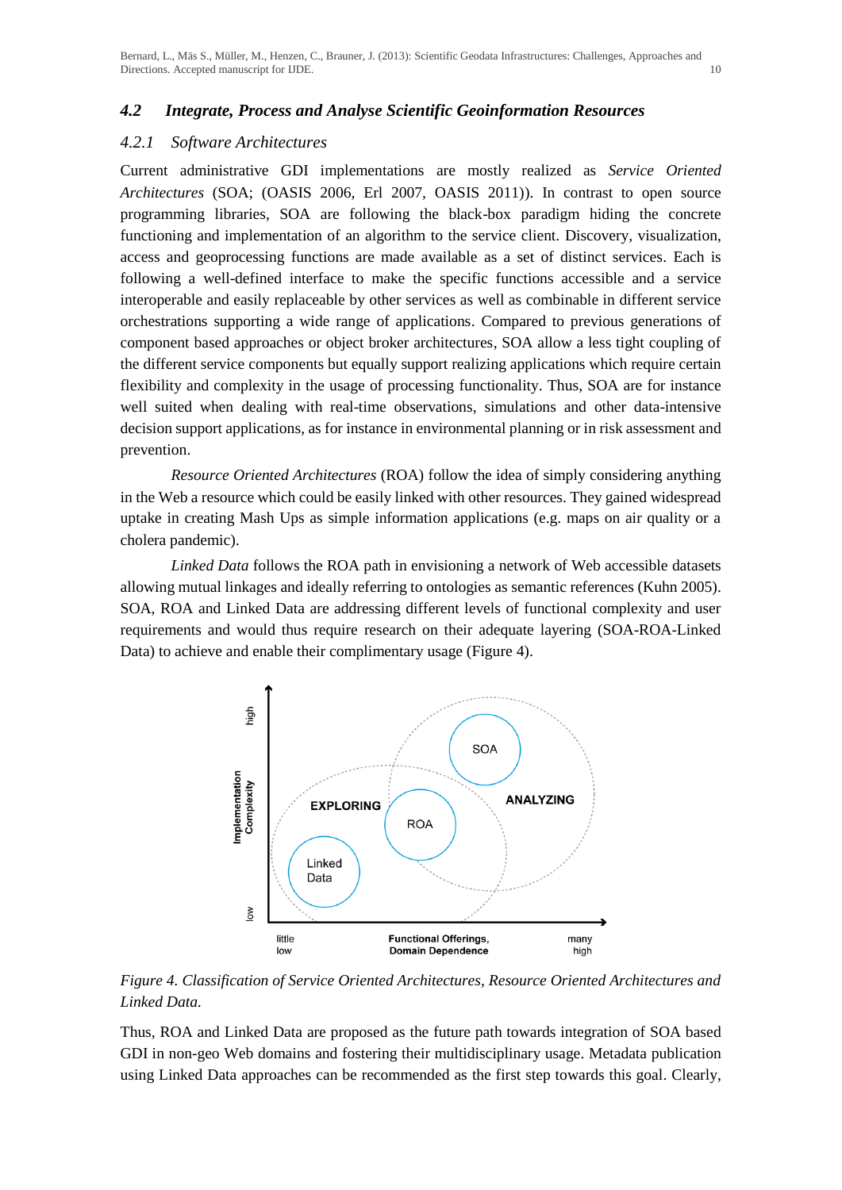### 4.2 Integrate, Process and Analyse Scientific Geoinformation Resources

#### 4.2.1 Software Architectures

Current administrative GDI implementations are mostly realized as *Service Oriented Architectures* (SOA; (OASIS 2006, Erl 2007, OASIS 2011)). In contrast to open source programming libraries, SOA are following the black-box paradigm hiding the concrete functioning and implementation of an algorithm to the service client. Discovery, visualization, access and geoprocessing functions are made available as a set of distinct services. Each is following a well-defined interface to make the specific functions accessible and a service interoperable and easily replaceable by other services as well as combinable in different service orchestrations supporting a wide range of applications. Compared to previous generations of component based approaches or object broker architectures, SOA allow a less tight coupling of the different service components but equally support realizing applications which require certain flexibility and complexity in the usage of processing functionality. Thus, SOA are for instance well suited when dealing with real-time observations, simulations and other data-intensive decision support applications, as for instance in environmental planning or in risk assessment and prevention.

*Resource Oriented Architectures* (ROA) follow the idea of simply considering anything in the Web a resource which could be easily linked with other resources. They gained widespread uptake in creating Mash Ups as simple information applications (e.g. maps on air quality or a cholera pandemic).

*Linked Data* follows the ROA path in envisioning a network of Web accessible datasets allowing mutual linkages and ideally referring to ontologies as semantic references (Kuhn 2005). SOA, ROA and Linked Data are addressing different levels of functional complexity and user requirements and would thus require research on their adequate layering (SOA-ROA-Linked Data) to achieve and enable their complimentary usage (Figure 4).

*Figure 4. Classification of Service Oriented Architectures, Resource Oriented Architectures and Linked Data.*

Thus, ROA and Linked Data are proposed as the future path towards integration of SOA based GDI in non-geo Web domains and fostering their multidisciplinary usage. Metadata publication using Linked Data approaches can be recommended as the first step towards this goal. Clearly,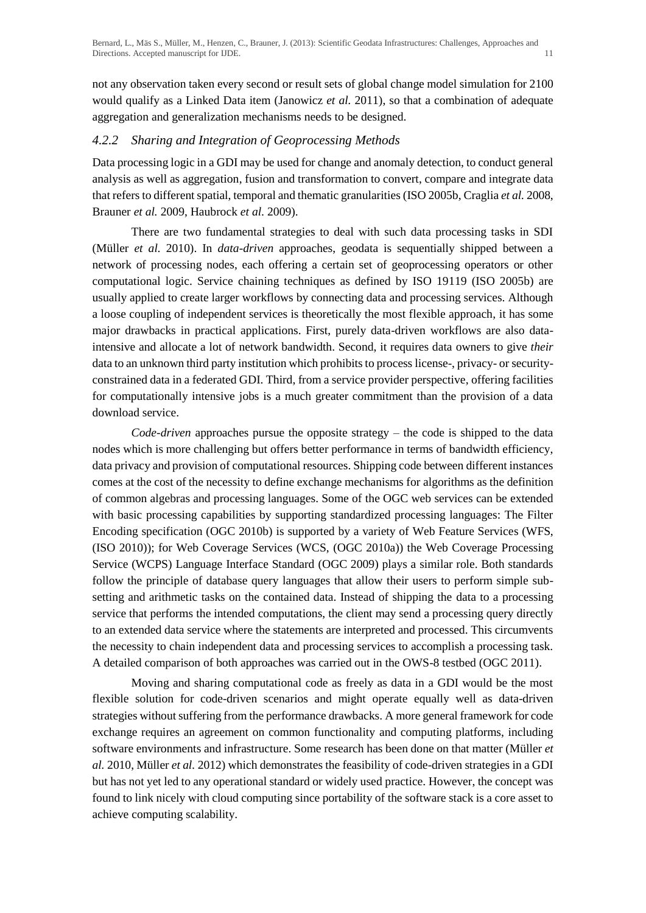not any observation taken every second or result sets of global change model simulation for 2100 would qualify as a Linked Data item (Janowicz *et al.* 2011), so that a combination of adequate aggregation and generalization mechanisms needs to be designed.

#### *4.2.2 Sharing and Integration of Geoprocessing Methods*

Data processing logic in a GDI may be used for change and anomaly detection, to conduct general analysis as well as aggregation, fusion and transformation to convert, compare and integrate data that refers to different spatial, temporal and thematic granularities (ISO 2005b, Craglia *et al.* 2008, Brauner *et al.* 2009, Haubrock *et al.* 2009).

There are two fundamental strategies to deal with such data processing tasks in SDI (Müller *et al.* 2010). In *data-driven* approaches, geodata is sequentially shipped between a network of processing nodes, each offering a certain set of geoprocessing operators or other computational logic. Service chaining techniques as defined by ISO 19119 (ISO 2005b) are usually applied to create larger workflows by connecting data and processing services. Although a loose coupling of independent services is theoretically the most flexible approach, it has some major drawbacks in practical applications. First, purely data-driven workflows are also data-intensive and allocate a lot of network bandwidth. Second, it requires data owners to give *their* data to an unknown third party institution which prohibits to process license-, privacy- or security-constrained data in a federated GDI. Third, from a service provider perspective, offering facilities for computationally intensive jobs is a much greater commitment than the provision of a data download service.

*Code-driven* approaches pursue the opposite strategy – the code is shipped to the data nodes which is more challenging but offers better performance in terms of bandwidth efficiency, data privacy and provision of computational resources. Shipping code between different instances comes at the cost of the necessity to define exchange mechanisms for algorithms as the definition of common algebras and processing languages. Some of the OGC web services can be extended with basic processing capabilities by supporting standardized processing languages: The Filter Encoding specification (OGC 2010b) is supported by a variety of Web Feature Services (WFS, (ISO 2010)); for Web Coverage Services (WCS, (OGC 2010a)) the Web Coverage Processing Service (WCPS) Language Interface Standard (OGC 2009) plays a similar role. Both standards follow the principle of database query languages that allow their users to perform simple sub-setting and arithmetic tasks on the contained data. Instead of shipping the data to a processing service that performs the intended computations, the client may send a processing query directly to an extended data service where the statements are interpreted and processed. This circumvents the necessity to chain independent data and processing services to accomplish a processing task. A detailed comparison of both approaches was carried out in the OWS-8 testbed (OGC 2011).

Moving and sharing computational code as freely as data in a GDI would be the most flexible solution for code-driven scenarios and might operate equally well as data-driven strategies without suffering from the performance drawbacks. A more general framework for code exchange requires an agreement on common functionality and computing platforms, including software environments and infrastructure. Some research has been done on that matter (Müller *et al.* 2010, Müller *et al.* 2012) which demonstrates the feasibility of code-driven strategies in a GDI but has not yet led to any operational standard or widely used practice. However, the concept was found to link nicely with cloud computing since portability of the software stack is a core asset to achieve computing scalability.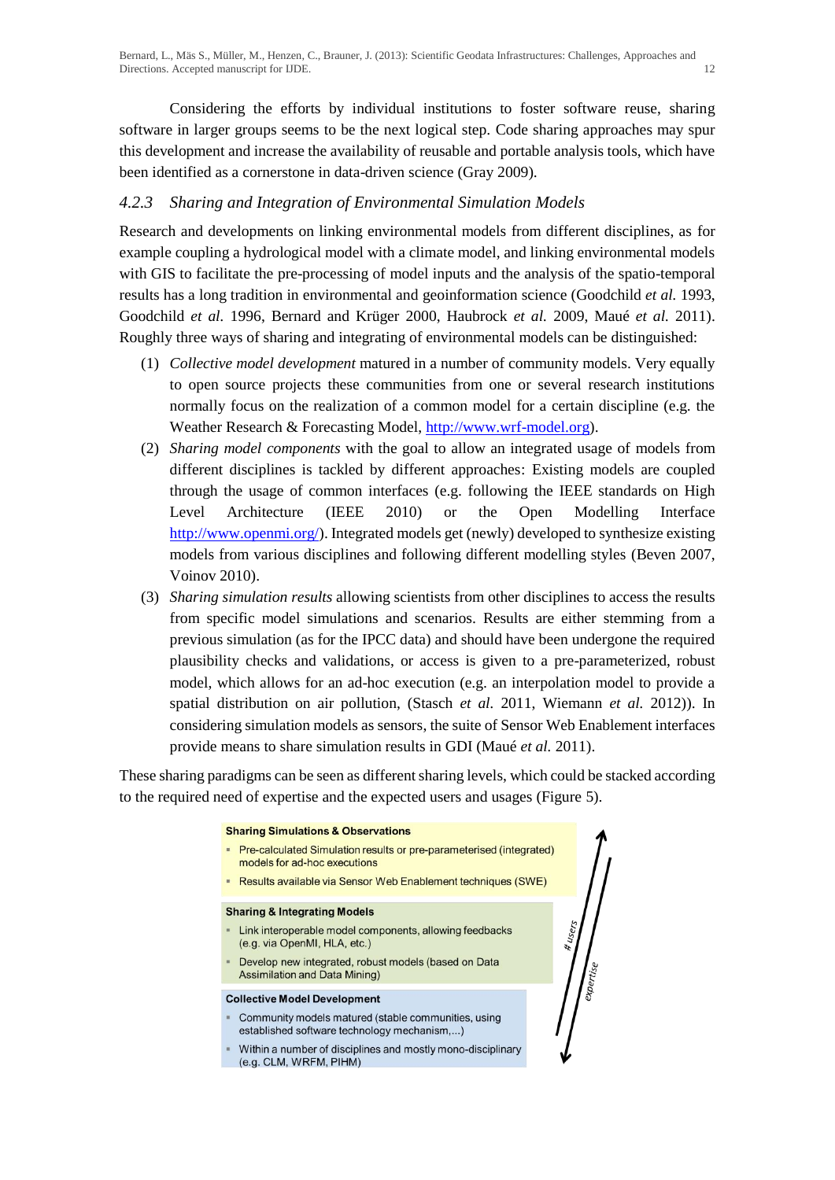Considering the efforts by individual institutions to foster software reuse, sharing software in larger groups seems to be the next logical step. Code sharing approaches may spur this development and increase the availability of reusable and portable analysis tools, which have been identified as a cornerstone in data-driven science (Gray 2009).

### *4.2.3 Sharing and Integration of Environmental Simulation Models*

Research and developments on linking environmental models from different disciplines, as for example coupling a hydrological model with a climate model, and linking environmental models with GIS to facilitate the pre-processing of model inputs and the analysis of the spatio-temporal results has a long tradition in environmental and geoinformation science (Goodchild *et al.* 1993, Goodchild *et al.* 1996, Bernard and Krüger 2000, Haubrock *et al.* 2009, Maué *et al.* 2011). Roughly three ways of sharing and integrating of environmental models can be distinguished:

1. *Collective model development* matured in a number of community models. Very equally to open source projects these communities from one or several research institutions normally focus on the realization of a common model for a certain discipline (e.g. the Weather Research & Forecasting Model, http://www.wrf-model.org).
2. *Sharing model components* with the goal to allow an integrated usage of models from different disciplines is tackled by different approaches: Existing models are coupled through the usage of common interfaces (e.g. following the IEEE standards on High Level Architecture (IEEE 2010) or the Open Modelling Interface http://www.openmi.org/). Integrated models get (newly) developed to synthesize existing models from various disciplines and following different modelling styles (Beven 2007, Voinov 2010).
3. *Sharing simulation results* allowing scientists from other disciplines to access the results from specific model simulations and scenarios. Results are either stemming from a previous simulation (as for the IPCC data) and should have been undergone the required plausibility checks and validations, or access is given to a pre-parameterized, robust model, which allows for an ad-hoc execution (e.g. an interpolation model to provide a spatial distribution on air pollution, (Stasch *et al.* 2011, Wiemann *et al.* 2012)). In considering simulation models as sensors, the suite of Sensor Web Enablement interfaces provide means to share simulation results in GDI (Maué *et al.* 2011).

These sharing paradigms can be seen as different sharing levels, which could be stacked according to the required need of expertise and the expected users and usages (Figure 5).

**Sharing Simulations & Observations**
- Pre-calculated Simulation results or pre-parameterised (integrated) models for ad-hoc executions
- Results available via Sensor Web Enablement techniques (SWE)

**Sharing & Integrating Models**
- Link interoperable model components, allowing feedbacks (e.g. via OpenMI, HLA, etc.)
- Develop new integrated, robust models (based on Data Assimilation and Data Mining)

**Collective Model Development**
- Community models matured (stable communities, using established software technology mechanism,...)
- Within a number of disciplines and mostly mono-disciplinary (e.g. CLM, WRFM, PIHM)

# users ↑ expertise ↓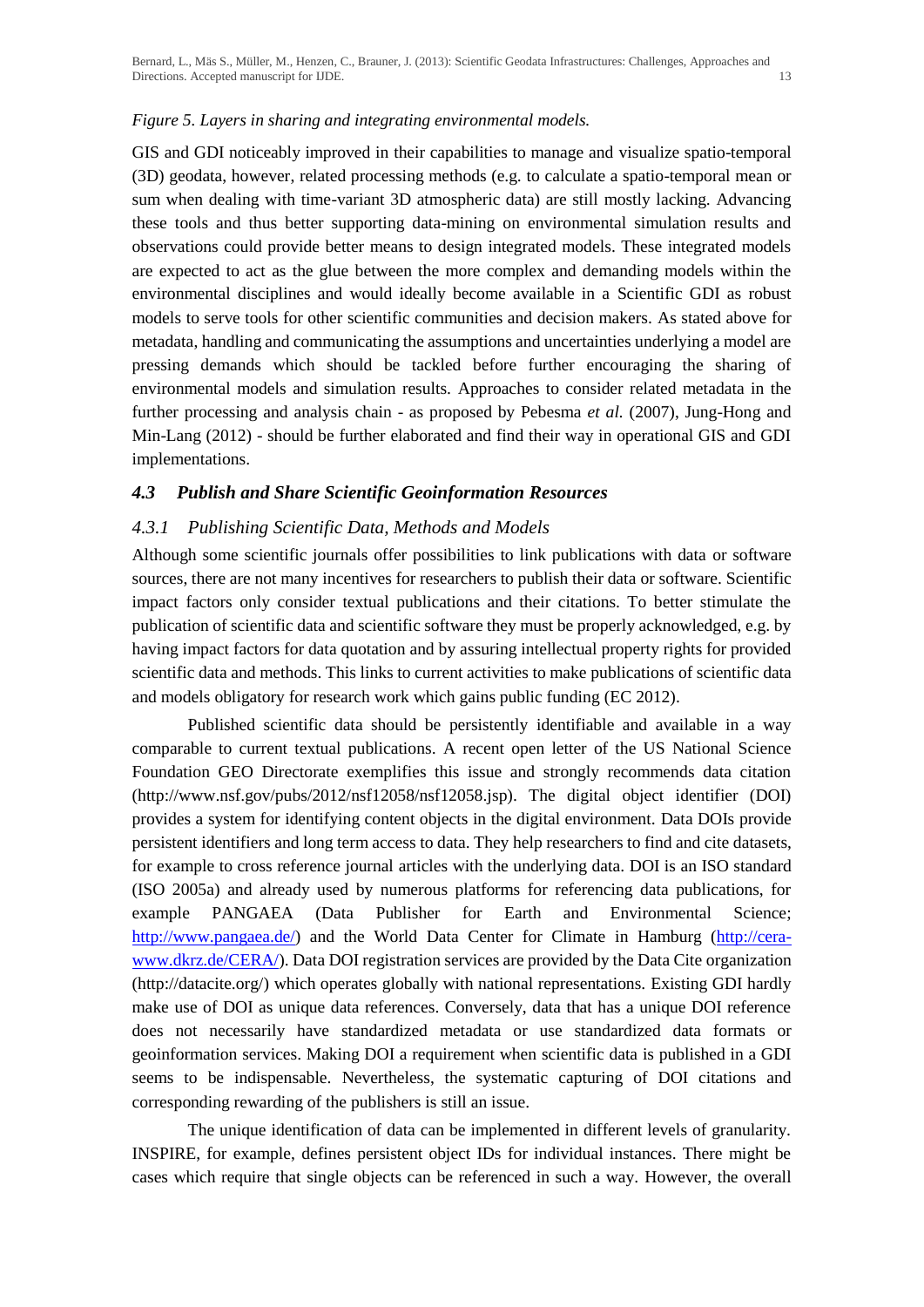*Figure 5. Layers in sharing and integrating environmental models.*

GIS and GDI noticeably improved in their capabilities to manage and visualize spatio-temporal (3D) geodata, however, related processing methods (e.g. to calculate a spatio-temporal mean or sum when dealing with time-variant 3D atmospheric data) are still mostly lacking. Advancing these tools and thus better supporting data-mining on environmental simulation results and observations could provide better means to design integrated models. These integrated models are expected to act as the glue between the more complex and demanding models within the environmental disciplines and would ideally become available in a Scientific GDI as robust models to serve tools for other scientific communities and decision makers. As stated above for metadata, handling and communicating the assumptions and uncertainties underlying a model are pressing demands which should be tackled before further encouraging the sharing of environmental models and simulation results. Approaches to consider related metadata in the further processing and analysis chain - as proposed by Pebesma *et al.* (2007), Jung-Hong and Min-Lang (2012) - should be further elaborated and find their way in operational GIS and GDI implementations.

### *4.3 Publish and Share Scientific Geoinformation Resources*

#### *4.3.1 Publishing Scientific Data, Methods and Models*

Although some scientific journals offer possibilities to link publications with data or software sources, there are not many incentives for researchers to publish their data or software. Scientific impact factors only consider textual publications and their citations. To better stimulate the publication of scientific data and scientific software they must be properly acknowledged, e.g. by having impact factors for data quotation and by assuring intellectual property rights for provided scientific data and methods. This links to current activities to make publications of scientific data and models obligatory for research work which gains public funding (EC 2012).

Published scientific data should be persistently identifiable and available in a way comparable to current textual publications. A recent open letter of the US National Science Foundation GEO Directorate exemplifies this issue and strongly recommends data citation (http://www.nsf.gov/pubs/2012/nsf12058/nsf12058.jsp). The digital object identifier (DOI) provides a system for identifying content objects in the digital environment. Data DOIs provide persistent identifiers and long term access to data. They help researchers to find and cite datasets, for example to cross reference journal articles with the underlying data. DOI is an ISO standard (ISO 2005a) and already used by numerous platforms for referencing data publications, for example PANGAEA (Data Publisher for Earth and Environmental Science; http://www.pangaea.de/) and the World Data Center for Climate in Hamburg (http://cera-www.dkrz.de/CERA/). Data DOI registration services are provided by the Data Cite organization (http://datacite.org/) which operates globally with national representations. Existing GDI hardly make use of DOI as unique data references. Conversely, data that has a unique DOI reference does not necessarily have standardized metadata or use standardized data formats or geoinformation services. Making DOI a requirement when scientific data is published in a GDI seems to be indispensable. Nevertheless, the systematic capturing of DOI citations and corresponding rewarding of the publishers is still an issue.

The unique identification of data can be implemented in different levels of granularity. INSPIRE, for example, defines persistent object IDs for individual instances. There might be cases which require that single objects can be referenced in such a way. However, the overall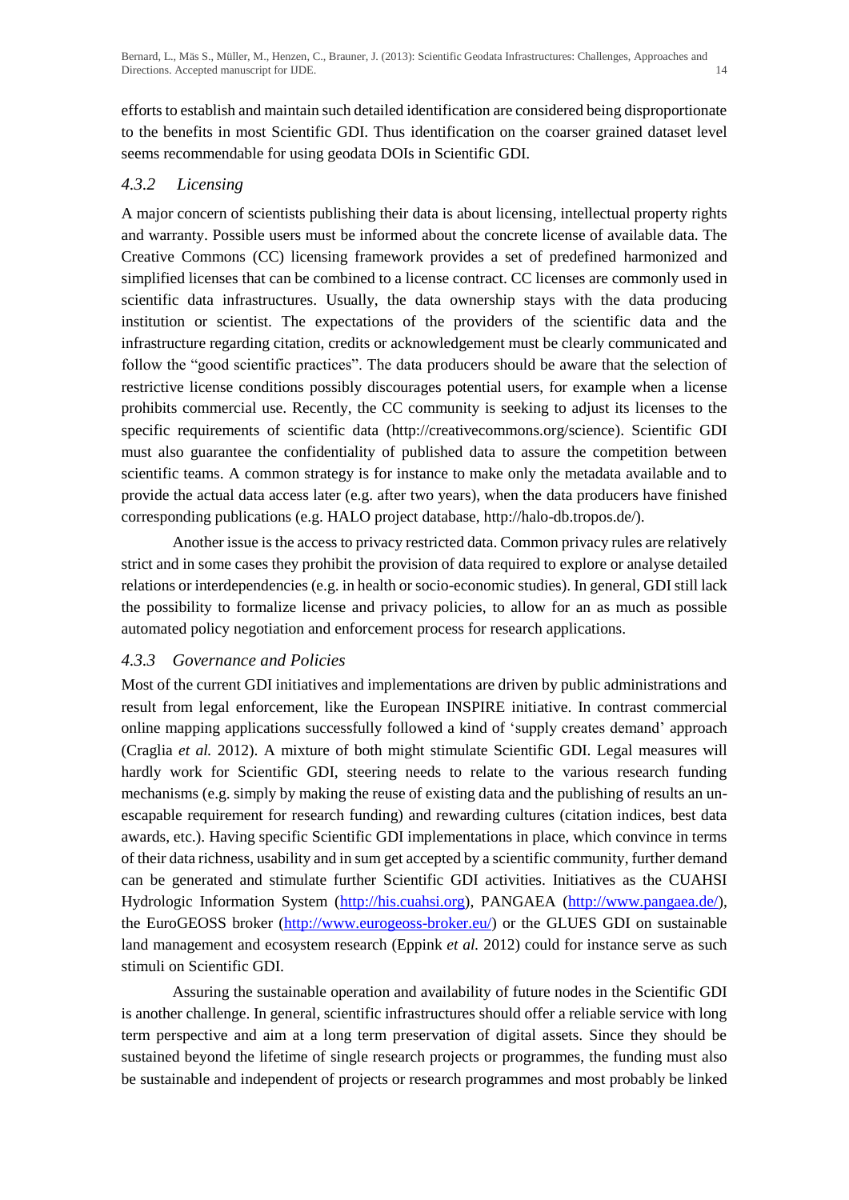efforts to establish and maintain such detailed identification are considered being disproportionate to the benefits in most Scientific GDI. Thus identification on the coarser grained dataset level seems recommendable for using geodata DOIs in Scientific GDI.

### *4.3.2 Licensing*

A major concern of scientists publishing their data is about licensing, intellectual property rights and warranty. Possible users must be informed about the concrete license of available data. The Creative Commons (CC) licensing framework provides a set of predefined harmonized and simplified licenses that can be combined to a license contract. CC licenses are commonly used in scientific data infrastructures. Usually, the data ownership stays with the data producing institution or scientist. The expectations of the providers of the scientific data and the infrastructure regarding citation, credits or acknowledgement must be clearly communicated and follow the "good scientific practices". The data producers should be aware that the selection of restrictive license conditions possibly discourages potential users, for example when a license prohibits commercial use. Recently, the CC community is seeking to adjust its licenses to the specific requirements of scientific data (http://creativecommons.org/science). Scientific GDI must also guarantee the confidentiality of published data to assure the competition between scientific teams. A common strategy is for instance to make only the metadata available and to provide the actual data access later (e.g. after two years), when the data producers have finished corresponding publications (e.g. HALO project database, http://halo-db.tropos.de/).

Another issue is the access to privacy restricted data. Common privacy rules are relatively strict and in some cases they prohibit the provision of data required to explore or analyse detailed relations or interdependencies (e.g. in health or socio-economic studies). In general, GDI still lack the possibility to formalize license and privacy policies, to allow for an as much as possible automated policy negotiation and enforcement process for research applications.

### *4.3.3 Governance and Policies*

Most of the current GDI initiatives and implementations are driven by public administrations and result from legal enforcement, like the European INSPIRE initiative. In contrast commercial online mapping applications successfully followed a kind of 'supply creates demand' approach (Craglia *et al.* 2012). A mixture of both might stimulate Scientific GDI. Legal measures will hardly work for Scientific GDI, steering needs to relate to the various research funding mechanisms (e.g. simply by making the reuse of existing data and the publishing of results an un-escapable requirement for research funding) and rewarding cultures (citation indices, best data awards, etc.). Having specific Scientific GDI implementations in place, which convince in terms of their data richness, usability and in sum get accepted by a scientific community, further demand can be generated and stimulate further Scientific GDI activities. Initiatives as the CUAHSI Hydrologic Information System (http://his.cuahsi.org), PANGAEA (http://www.pangaea.de/), the EuroGEOSS broker (http://www.eurogeoss-broker.eu/) or the GLUES GDI on sustainable land management and ecosystem research (Eppink *et al.* 2012) could for instance serve as such stimuli on Scientific GDI.

Assuring the sustainable operation and availability of future nodes in the Scientific GDI is another challenge. In general, scientific infrastructures should offer a reliable service with long term perspective and aim at a long term preservation of digital assets. Since they should be sustained beyond the lifetime of single research projects or programmes, the funding must also be sustainable and independent of projects or research programmes and most probably be linked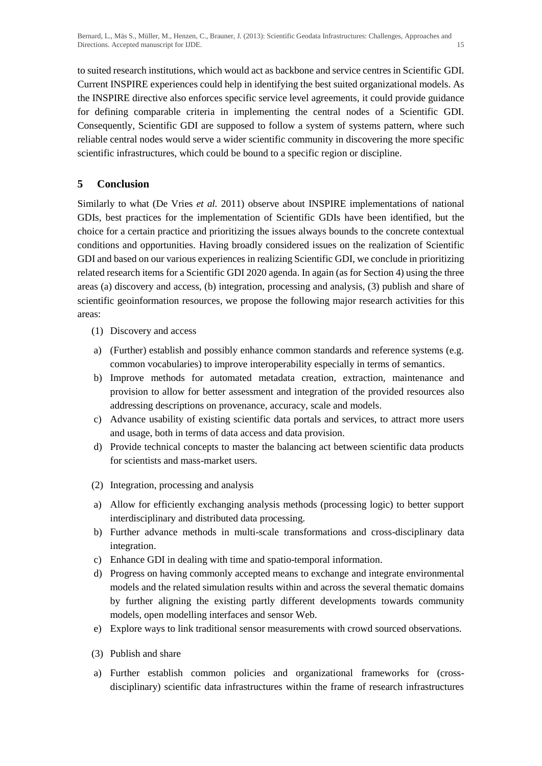to suited research institutions, which would act as backbone and service centres in Scientific GDI. Current INSPIRE experiences could help in identifying the best suited organizational models. As the INSPIRE directive also enforces specific service level agreements, it could provide guidance for defining comparable criteria in implementing the central nodes of a Scientific GDI. Consequently, Scientific GDI are supposed to follow a system of systems pattern, where such reliable central nodes would serve a wider scientific community in discovering the more specific scientific infrastructures, which could be bound to a specific region or discipline.

## 5 Conclusion

Similarly to what (De Vries *et al.* 2011) observe about INSPIRE implementations of national GDIs, best practices for the implementation of Scientific GDIs have been identified, but the choice for a certain practice and prioritizing the issues always bounds to the concrete contextual conditions and opportunities. Having broadly considered issues on the realization of Scientific GDI and based on our various experiences in realizing Scientific GDI, we conclude in prioritizing related research items for a Scientific GDI 2020 agenda. In again (as for Section 4) using the three areas (a) discovery and access, (b) integration, processing and analysis, (3) publish and share of scientific geoinformation resources, we propose the following major research activities for this areas:

(1) Discovery and access

a) (Further) establish and possibly enhance common standards and reference systems (e.g. common vocabularies) to improve interoperability especially in terms of semantics.
b) Improve methods for automated metadata creation, extraction, maintenance and provision to allow for better assessment and integration of the provided resources also addressing descriptions on provenance, accuracy, scale and models.
c) Advance usability of existing scientific data portals and services, to attract more users and usage, both in terms of data access and data provision.
d) Provide technical concepts to master the balancing act between scientific data products for scientists and mass-market users.

(2) Integration, processing and analysis

a) Allow for efficiently exchanging analysis methods (processing logic) to better support interdisciplinary and distributed data processing.
b) Further advance methods in multi-scale transformations and cross-disciplinary data integration.
c) Enhance GDI in dealing with time and spatio-temporal information.
d) Progress on having commonly accepted means to exchange and integrate environmental models and the related simulation results within and across the several thematic domains by further aligning the existing partly different developments towards community models, open modelling interfaces and sensor Web.
e) Explore ways to link traditional sensor measurements with crowd sourced observations.

(3) Publish and share

a) Further establish common policies and organizational frameworks for (cross-disciplinary) scientific data infrastructures within the frame of research infrastructures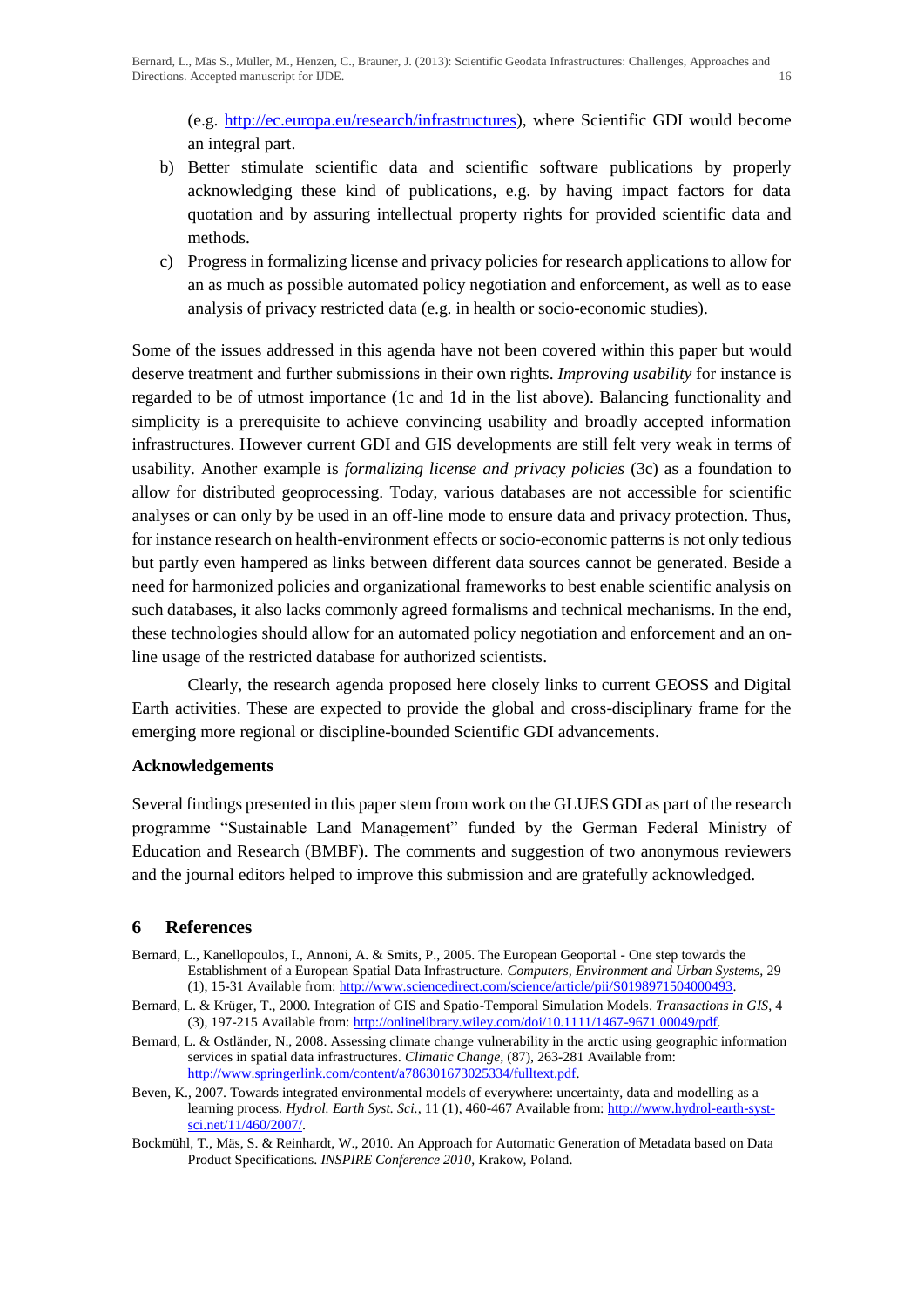(e.g. http://ec.europa.eu/research/infrastructures), where Scientific GDI would become an integral part.

b) Better stimulate scientific data and scientific software publications by properly acknowledging these kind of publications, e.g. by having impact factors for data quotation and by assuring intellectual property rights for provided scientific data and methods.

c) Progress in formalizing license and privacy policies for research applications to allow for an as much as possible automated policy negotiation and enforcement, as well as to ease analysis of privacy restricted data (e.g. in health or socio-economic studies).

Some of the issues addressed in this agenda have not been covered within this paper but would deserve treatment and further submissions in their own rights. *Improving usability* for instance is regarded to be of utmost importance (1c and 1d in the list above). Balancing functionality and simplicity is a prerequisite to achieve convincing usability and broadly accepted information infrastructures. However current GDI and GIS developments are still felt very weak in terms of usability. Another example is *formalizing license and privacy policies* (3c) as a foundation to allow for distributed geoprocessing. Today, various databases are not accessible for scientific analyses or can only by be used in an off-line mode to ensure data and privacy protection. Thus, for instance research on health-environment effects or socio-economic patterns is not only tedious but partly even hampered as links between different data sources cannot be generated. Beside a need for harmonized policies and organizational frameworks to best enable scientific analysis on such databases, it also lacks commonly agreed formalisms and technical mechanisms. In the end, these technologies should allow for an automated policy negotiation and enforcement and an on-line usage of the restricted database for authorized scientists.

Clearly, the research agenda proposed here closely links to current GEOSS and Digital Earth activities. These are expected to provide the global and cross-disciplinary frame for the emerging more regional or discipline-bounded Scientific GDI advancements.

### Acknowledgements

Several findings presented in this paper stem from work on the GLUES GDI as part of the research programme "Sustainable Land Management" funded by the German Federal Ministry of Education and Research (BMBF). The comments and suggestion of two anonymous reviewers and the journal editors helped to improve this submission and are gratefully acknowledged.

## 6 References

Bernard, L., Kanellopoulos, I., Annoni, A. & Smits, P., 2005. The European Geoportal - One step towards the Establishment of a European Spatial Data Infrastructure. *Computers, Environment and Urban Systems*, 29 (1), 15-31 Available from: http://www.sciencedirect.com/science/article/pii/S0198971504000493.

Bernard, L. & Krüger, T., 2000. Integration of GIS and Spatio-Temporal Simulation Models. *Transactions in GIS*, 4 (3), 197-215 Available from: http://onlinelibrary.wiley.com/doi/10.1111/1467-9671.00049/pdf.

Bernard, L. & Ostländer, N., 2008. Assessing climate change vulnerability in the arctic using geographic information services in spatial data infrastructures. *Climatic Change*, (87), 263-281 Available from: http://www.springerlink.com/content/a786301673025334/fulltext.pdf.

Beven, K., 2007. Towards integrated environmental models of everywhere: uncertainty, data and modelling as a learning process. *Hydrol. Earth Syst. Sci.*, 11 (1), 460-467 Available from: http://www.hydrol-earth-syst-sci.net/11/460/2007/.

Bockmühl, T., Mäs, S. & Reinhardt, W., 2010. An Approach for Automatic Generation of Metadata based on Data Product Specifications. *INSPIRE Conference 2010*, Krakow, Poland.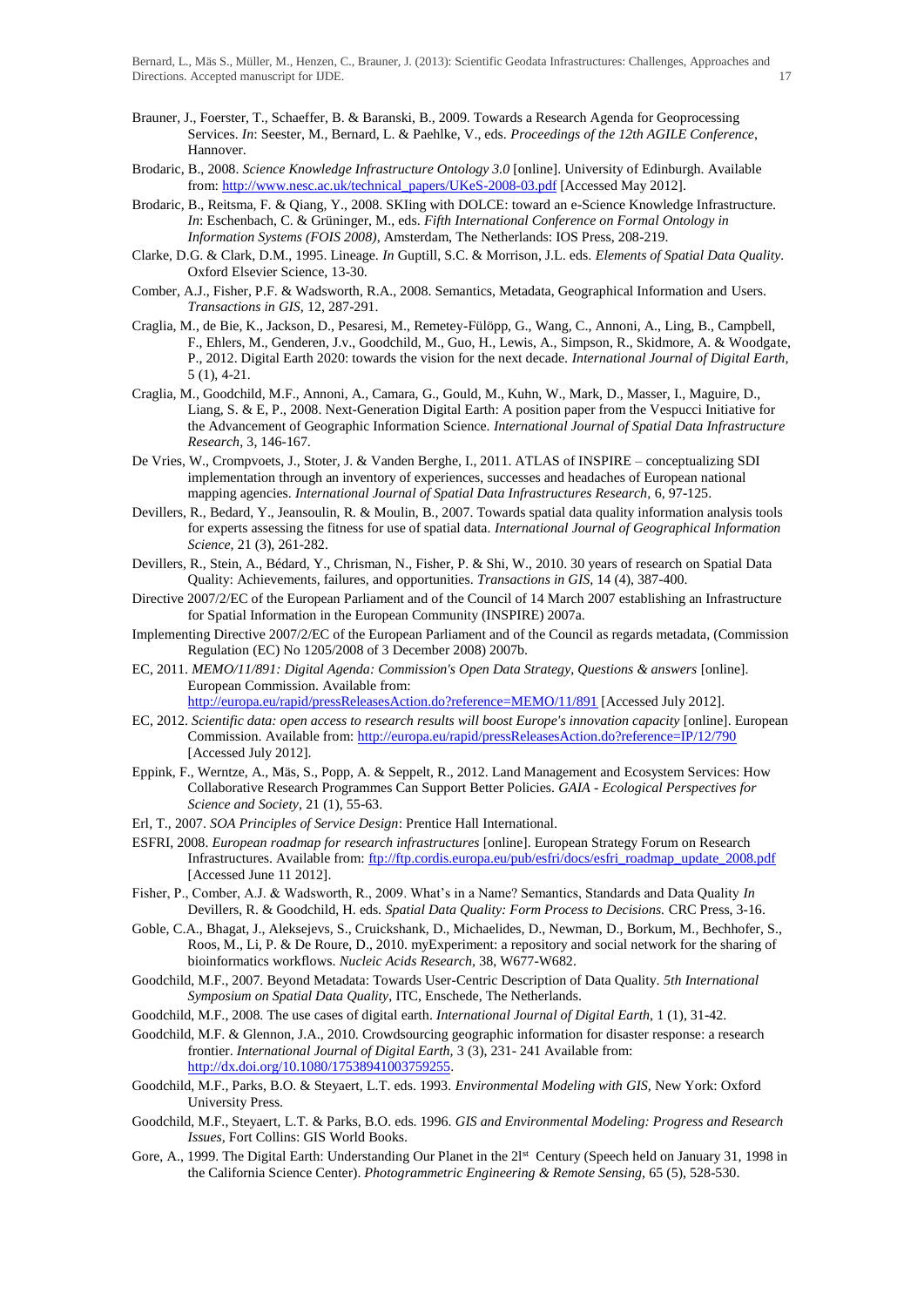Brauner, J., Foerster, T., Schaeffer, B. & Baranski, B., 2009. Towards a Research Agenda for Geoprocessing Services. *In*: Seester, M., Bernard, L. & Paehlke, V., eds. *Proceedings of the 12th AGILE Conference*, Hannover.

Brodaric, B., 2008. *Science Knowledge Infrastructure Ontology 3.0* [online]. University of Edinburgh. Available from: http://www.nesc.ac.uk/technical_papers/UKeS-2008-03.pdf [Accessed May 2012].

Brodaric, B., Reitsma, F. & Qiang, Y., 2008. SKIing with DOLCE: toward an e-Science Knowledge Infrastructure. *In*: Eschenbach, C. & Grüninger, M., eds. *Fifth International Conference on Formal Ontology in Information Systems (FOIS 2008)*, Amsterdam, The Netherlands: IOS Press, 208-219.

Clarke, D.G. & Clark, D.M., 1995. Lineage. *In* Guptill, S.C. & Morrison, J.L. eds. *Elements of Spatial Data Quality.* Oxford Elsevier Science, 13-30.

Comber, A.J., Fisher, P.F. & Wadsworth, R.A., 2008. Semantics, Metadata, Geographical Information and Users. *Transactions in GIS,* 12, 287-291.

Craglia, M., de Bie, K., Jackson, D., Pesaresi, M., Remetey-Fülöpp, G., Wang, C., Annoni, A., Ling, B., Campbell, F., Ehlers, M., Genderen, J.v., Goodchild, M., Guo, H., Lewis, A., Simpson, R., Skidmore, A. & Woodgate, P., 2012. Digital Earth 2020: towards the vision for the next decade. *International Journal of Digital Earth,* 5 (1), 4-21.

Craglia, M., Goodchild, M.F., Annoni, A., Camara, G., Gould, M., Kuhn, W., Mark, D., Masser, I., Maguire, D., Liang, S. & E, P., 2008. Next-Generation Digital Earth: A position paper from the Vespucci Initiative for the Advancement of Geographic Information Science. *International Journal of Spatial Data Infrastructure Research,* 3, 146-167.

De Vries, W., Crompvoets, J., Stoter, J. & Vanden Berghe, I., 2011. ATLAS of INSPIRE – conceptualizing SDI implementation through an inventory of experiences, successes and headaches of European national mapping agencies. *International Journal of Spatial Data Infrastructures Research,* 6, 97-125.

Devillers, R., Bedard, Y., Jeansoulin, R. & Moulin, B., 2007. Towards spatial data quality information analysis tools for experts assessing the fitness for use of spatial data. *International Journal of Geographical Information Science,* 21 (3), 261-282.

Devillers, R., Stein, A., Bédard, Y., Chrisman, N., Fisher, P. & Shi, W., 2010. 30 years of research on Spatial Data Quality: Achievements, failures, and opportunities. *Transactions in GIS,* 14 (4), 387-400.

Directive 2007/2/EC of the European Parliament and of the Council of 14 March 2007 establishing an Infrastructure for Spatial Information in the European Community (INSPIRE) 2007a.

Implementing Directive 2007/2/EC of the European Parliament and of the Council as regards metadata, (Commission Regulation (EC) No 1205/2008 of 3 December 2008) 2007b.

EC, 2011. *MEMO/11/891: Digital Agenda: Commission's Open Data Strategy, Questions & answers* [online]. European Commission. Available from: http://europa.eu/rapid/pressReleasesAction.do?reference=MEMO/11/891 [Accessed July 2012].

EC, 2012. *Scientific data: open access to research results will boost Europe's innovation capacity* [online]. European Commission. Available from: http://europa.eu/rapid/pressReleasesAction.do?reference=IP/12/790 [Accessed July 2012].

Eppink, F., Werntze, A., Mäs, S., Popp, A. & Seppelt, R., 2012. Land Management and Ecosystem Services: How Collaborative Research Programmes Can Support Better Policies. *GAIA - Ecological Perspectives for Science and Society,* 21 (1), 55-63.

Erl, T., 2007. *SOA Principles of Service Design*: Prentice Hall International.

ESFRI, 2008. *European roadmap for research infrastructures* [online]. European Strategy Forum on Research Infrastructures. Available from: ftp://ftp.cordis.europa.eu/pub/esfri/docs/esfri_roadmap_update_2008.pdf [Accessed June 11 2012].

Fisher, P., Comber, A.J. & Wadsworth, R., 2009. What's in a Name? Semantics, Standards and Data Quality *In* Devillers, R. & Goodchild, H. eds. *Spatial Data Quality: Form Process to Decisions.* CRC Press, 3-16.

Goble, C.A., Bhagat, J., Aleksejevs, S., Cruickshank, D., Michaelides, D., Newman, D., Borkum, M., Bechhofer, S., Roos, M., Li, P. & De Roure, D., 2010. myExperiment: a repository and social network for the sharing of bioinformatics workflows. *Nucleic Acids Research,* 38, W677-W682.

Goodchild, M.F., 2007. Beyond Metadata: Towards User-Centric Description of Data Quality. *5th International Symposium on Spatial Data Quality*, ITC, Enschede, The Netherlands.

Goodchild, M.F., 2008. The use cases of digital earth. *International Journal of Digital Earth,* 1 (1), 31-42.

Goodchild, M.F. & Glennon, J.A., 2010. Crowdsourcing geographic information for disaster response: a research frontier. *International Journal of Digital Earth,* 3 (3), 231- 241 Available from: http://dx.doi.org/10.1080/17538941003759255.

Goodchild, M.F., Parks, B.O. & Steyaert, L.T. eds. 1993. *Environmental Modeling with GIS,* New York: Oxford University Press.

Goodchild, M.F., Steyaert, L.T. & Parks, B.O. eds. 1996. *GIS and Environmental Modeling: Progress and Research Issues,* Fort Collins: GIS World Books.

Gore, A., 1999. The Digital Earth: Understanding Our Planet in the 21st Century (Speech held on January 31, 1998 in the California Science Center). *Photogrammetric Engineering & Remote Sensing,* 65 (5), 528-530.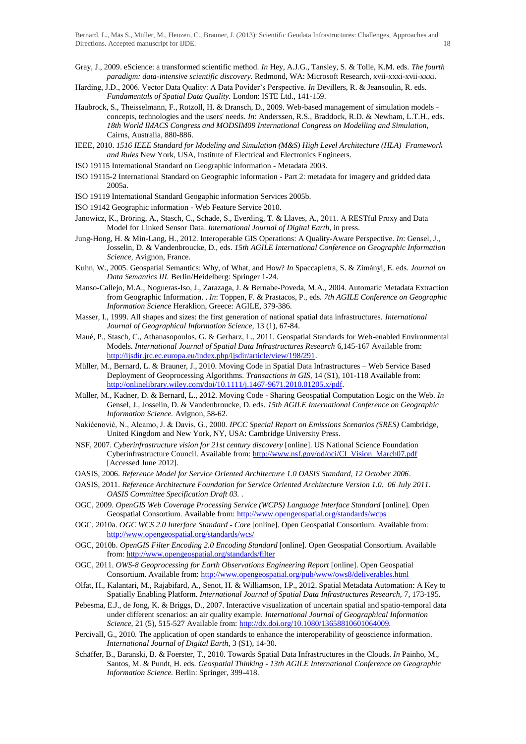Gray, J., 2009. eScience: a transformed scientific method. *In* Hey, A.J.G., Tansley, S. & Tolle, K.M. eds. *The fourth paradigm: data-intensive scientific discovery.* Redmond, WA: Microsoft Research, xvii-xxxi-xvii-xxxi.

Harding, J.D., 2006. Vector Data Quality: A Data Povider's Perspective. *In* Devillers, R. & Jeansoulin, R. eds. *Fundamentals of Spatial Data Quality.* London: ISTE Ltd., 141-159.

Haubrock, S., Theisselmann, F., Rotzoll, H. & Dransch, D., 2009. Web-based management of simulation models - concepts, technologies and the users' needs. *In*: Anderssen, R.S., Braddock, R.D. & Newham, L.T.H., eds. *18th World IMACS Congress and MODSIM09 International Congress on Modelling and Simulation,* Cairns, Australia, 880-886.

IEEE, 2010. *1516 IEEE Standard for Modeling and Simulation (M&S) High Level Architecture (HLA) Framework and Rules* New York, USA, Institute of Electrical and Electronics Engineers.

ISO 19115 International Standard on Geographic information - Metadata 2003.

ISO 19115-2 International Standard on Geographic information - Part 2: metadata for imagery and gridded data 2005a.

ISO 19119 International Standard Geogaphic information Services 2005b.

ISO 19142 Geographic information - Web Feature Service 2010.

Janowicz, K., Bröring, A., Stasch, C., Schade, S., Everding, T. & Llaves, A., 2011. A RESTful Proxy and Data Model for Linked Sensor Data. *International Journal of Digital Earth*, in press.

Jung-Hong, H. & Min-Lang, H., 2012. Interoperable GIS Operations: A Quality-Aware Perspective. *In*: Gensel, J., Josselin, D. & Vandenbroucke, D., eds. *15th AGILE International Conference on Geographic Information Science,* Avignon, France.

Kuhn, W., 2005. Geospatial Semantics: Why, of What, and How? *In* Spaccapietra, S. & Zimányi, E. eds. *Journal on Data Semantics III.* Berlin/Heidelberg: Springer 1-24.

Manso-Callejo, M.A., Nogueras-Iso, J., Zarazaga, J. & Bernabe-Poveda, M.A., 2004. Automatic Metadata Extraction from Geographic Information. . *In*: Toppen, F. & Prastacos, P., eds. *7th AGILE Conference on Geographic Information Science* Heraklion, Greece: AGILE, 379-386.

Masser, I., 1999. All shapes and sizes: the first generation of national spatial data infrastructures. *International Journal of Geographical Information Science,* 13 (1), 67-84.

Maué, P., Stasch, C., Athanasopoulos, G. & Gerharz, L., 2011. Geospatial Standards for Web-enabled Environmental Models. *International Journal of Spatial Data Infrastructures Research* 6,145-167 Available from: http://ijsdir.jrc.ec.europa.eu/index.php/ijsdir/article/view/198/291.

Müller, M., Bernard, L. & Brauner, J., 2010. Moving Code in Spatial Data Infrastructures – Web Service Based Deployment of Geoprocessing Algorithms. *Transactions in GIS,* 14 (S1), 101-118 Available from: http://onlinelibrary.wiley.com/doi/10.1111/j.1467-9671.2010.01205.x/pdf.

Müller, M., Kadner, D. & Bernard, L., 2012. Moving Code - Sharing Geospatial Computation Logic on the Web. *In* Gensel, J., Josselin, D. & Vandenbroucke, D. eds. *15th AGILE International Conference on Geographic Information Science.* Avignon, 58-62.

Nakićenović, N., Alcamo, J. & Davis, G., 2000. *IPCC Special Report on Emissions Scenarios (SRES)* Cambridge, United Kingdom and New York, NY, USA: Cambridge University Press.

NSF, 2007. *Cyberinfrastructure vision for 21st century discovery* [online]. US National Science Foundation Cyberinfrastructure Council. Available from: http://www.nsf.gov/od/oci/CI_Vision_March07.pdf [Accessed June 2012].

OASIS, 2006. *Reference Model for Service Oriented Architecture 1.0 OASIS Standard, 12 October 2006*.

OASIS, 2011. *Reference Architecture Foundation for Service Oriented Architecture Version 1.0. 06 July 2011. OASIS Committee Specification Draft 03.* .

OGC, 2009. *OpenGIS Web Coverage Processing Service (WCPS) Language Interface Standard* [online]. Open Geospatial Consortium. Available from: http://www.opengeospatial.org/standards/wcps

OGC, 2010a. *OGC WCS 2.0 Interface Standard - Core* [online]. Open Geospatial Consortium. Available from: http://www.opengeospatial.org/standards/wcs/

OGC, 2010b. *OpenGIS Filter Encoding 2.0 Encoding Standard* [online]. Open Geospatial Consortium. Available from: http://www.opengeospatial.org/standards/filter

OGC, 2011. *OWS-8 Geoprocessing for Earth Observations Engineering Report* [online]. Open Geospatial Consortium. Available from: http://www.opengeospatial.org/pub/www/ows8/deliverables.html

Olfat, H., Kalantari, M., Rajabifard, A., Senot, H. & Williamson, I.P., 2012. Spatial Metadata Automation: A Key to Spatially Enabling Platform. *International Journal of Spatial Data Infrastructures Research,* 7, 173-195.

Pebesma, E.J., de Jong, K. & Briggs, D., 2007. Interactive visualization of uncertain spatial and spatio-temporal data under different scenarios: an air quality example. *International Journal of Geographical Information Science,* 21 (5), 515-527 Available from: http://dx.doi.org/10.1080/13658810601064009.

Percivall, G., 2010. The application of open standards to enhance the interoperability of geoscience information. *International Journal of Digital Earth,* 3 (S1), 14-30.

Schäffer, B., Baranski, B. & Foerster, T., 2010. Towards Spatial Data Infrastructures in the Clouds. *In* Painho, M., Santos, M. & Pundt, H. eds. *Geospatial Thinking - 13th AGILE International Conference on Geographic Information Science.* Berlin: Springer, 399-418.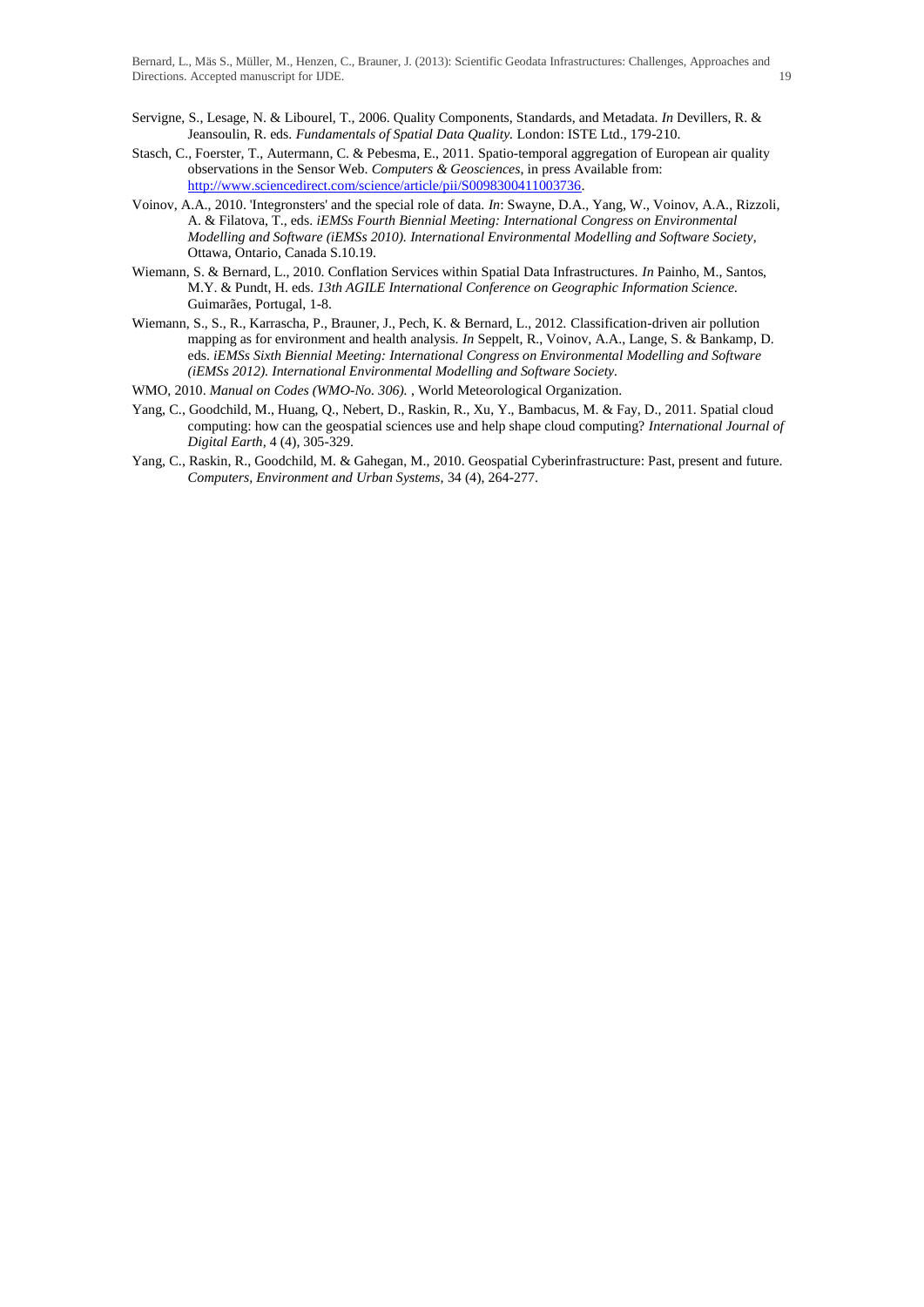Servigne, S., Lesage, N. & Libourel, T., 2006. Quality Components, Standards, and Metadata. *In* Devillers, R. & Jeansoulin, R. eds. *Fundamentals of Spatial Data Quality.* London: ISTE Ltd., 179-210.

Stasch, C., Foerster, T., Autermann, C. & Pebesma, E., 2011. Spatio-temporal aggregation of European air quality observations in the Sensor Web. *Computers & Geosciences*, in press Available from: http://www.sciencedirect.com/science/article/pii/S0098300411003736.

Voinov, A.A., 2010. 'Integronsters' and the special role of data. *In*: Swayne, D.A., Yang, W., Voinov, A.A., Rizzoli, A. & Filatova, T., eds. *iEMSs Fourth Biennial Meeting: International Congress on Environmental Modelling and Software (iEMSs 2010). International Environmental Modelling and Software Society*, Ottawa, Ontario, Canada S.10.19.

Wiemann, S. & Bernard, L., 2010. Conflation Services within Spatial Data Infrastructures. *In* Painho, M., Santos, M.Y. & Pundt, H. eds. *13th AGILE International Conference on Geographic Information Science.* Guimarães, Portugal, 1-8.

Wiemann, S., S., R., Karrascha, P., Brauner, J., Pech, K. & Bernard, L., 2012. Classification-driven air pollution mapping as for environment and health analysis. *In* Seppelt, R., Voinov, A.A., Lange, S. & Bankamp, D. eds. *iEMSs Sixth Biennial Meeting: International Congress on Environmental Modelling and Software (iEMSs 2012). International Environmental Modelling and Software Society.*

WMO, 2010. *Manual on Codes (WMO-No. 306).* , World Meteorological Organization.

Yang, C., Goodchild, M., Huang, Q., Nebert, D., Raskin, R., Xu, Y., Bambacus, M. & Fay, D., 2011. Spatial cloud computing: how can the geospatial sciences use and help shape cloud computing? *International Journal of Digital Earth*, 4 (4), 305-329.

Yang, C., Raskin, R., Goodchild, M. & Gahegan, M., 2010. Geospatial Cyberinfrastructure: Past, present and future. *Computers, Environment and Urban Systems*, 34 (4), 264-277.